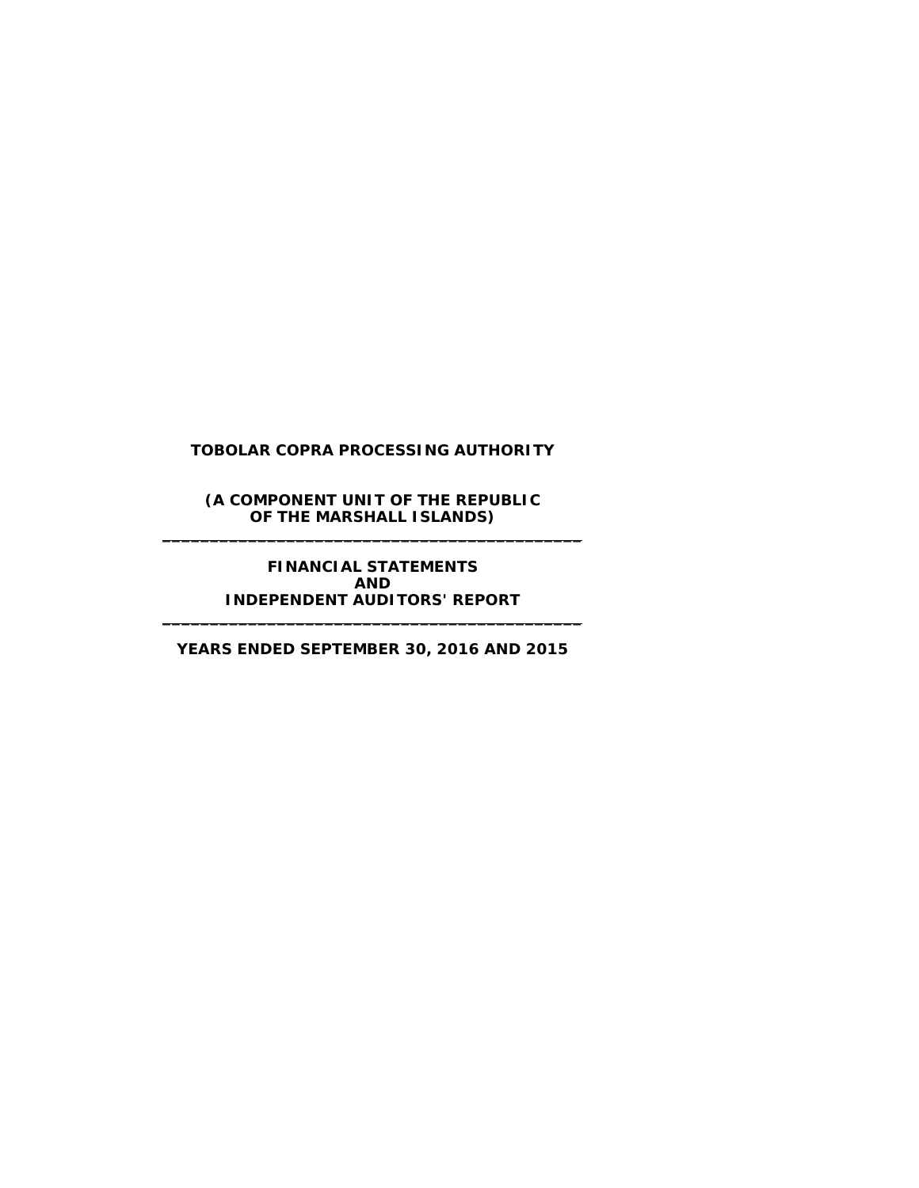# TOBOLAR COPRA PROCESSING AUTHORITY

**(A COMPONENT UNIT OF THE REPUBLIC OF THE MARSHALL ISLANDS)**

---

**FINANCIAL STATEMENTS AND INDEPENDENT AUDITORS' REPORT**

---

**YEARS ENDED SEPTEMBER 30, 2016 AND 2015**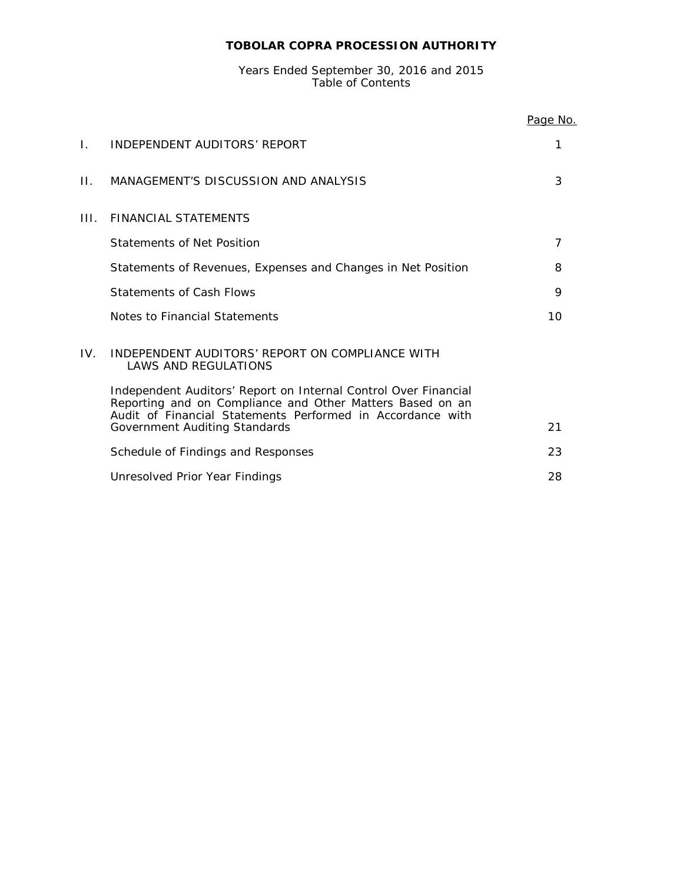# TOBOLAR COPRA PROCESSION AUTHORITY

Years Ended September 30, 2016 and 2015
Table of Contents

| | | Page No. |
|---|---|---|
| I. | INDEPENDENT AUDITORS' REPORT | 1 |
| II. | MANAGEMENT'S DISCUSSION AND ANALYSIS | 3 |
| III. | FINANCIAL STATEMENTS | |
| | Statements of Net Position | 7 |
| | Statements of Revenues, Expenses and Changes in Net Position | 8 |
| | Statements of Cash Flows | 9 |
| | Notes to Financial Statements | 10 |
| IV. | INDEPENDENT AUDITORS' REPORT ON COMPLIANCE WITH LAWS AND REGULATIONS | |
| | Independent Auditors' Report on Internal Control Over Financial Reporting and on Compliance and Other Matters Based on an Audit of Financial Statements Performed in Accordance with Government Auditing Standards | 21 |
| | Schedule of Findings and Responses | 23 |
| | Unresolved Prior Year Findings | 28 |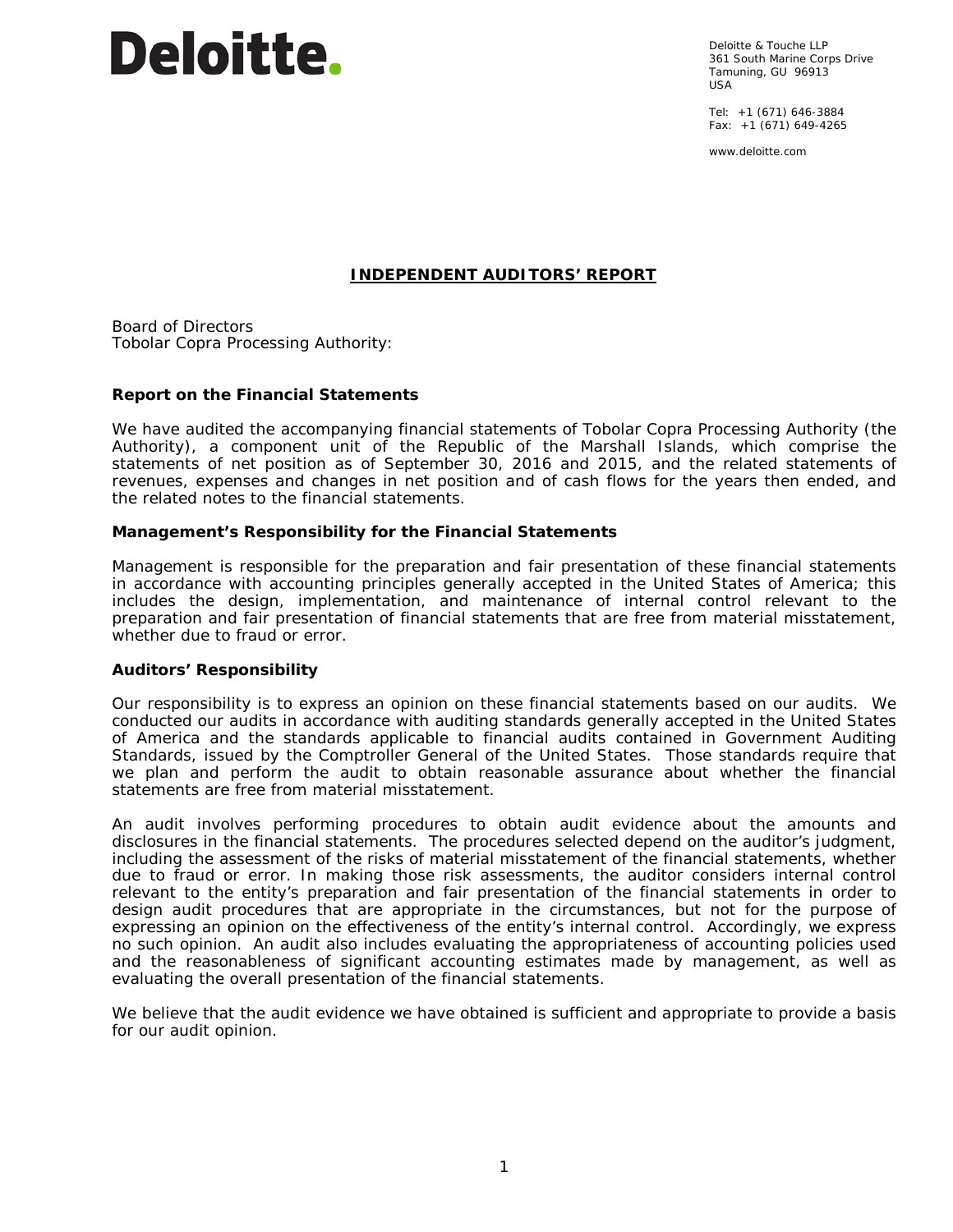Deloitte.

Deloitte & Touche LLP
361 South Marine Corps Drive
Tamuning, GU 96913
USA

Tel: +1 (671) 646-3884
Fax: +1 (671) 649-4265

www.deloitte.com

# INDEPENDENT AUDITORS' REPORT

Board of Directors
Tobolar Copra Processing Authority:

## Report on the Financial Statements

We have audited the accompanying financial statements of Tobolar Copra Processing Authority (the Authority), a component unit of the Republic of the Marshall Islands, which comprise the statements of net position as of September 30, 2016 and 2015, and the related statements of revenues, expenses and changes in net position and of cash flows for the years then ended, and the related notes to the financial statements.

## Management's Responsibility for the Financial Statements

Management is responsible for the preparation and fair presentation of these financial statements in accordance with accounting principles generally accepted in the United States of America; this includes the design, implementation, and maintenance of internal control relevant to the preparation and fair presentation of financial statements that are free from material misstatement, whether due to fraud or error.

## Auditors' Responsibility

Our responsibility is to express an opinion on these financial statements based on our audits. We conducted our audits in accordance with auditing standards generally accepted in the United States of America and the standards applicable to financial audits contained in Government Auditing Standards, issued by the Comptroller General of the United States. Those standards require that we plan and perform the audit to obtain reasonable assurance about whether the financial statements are free from material misstatement.

An audit involves performing procedures to obtain audit evidence about the amounts and disclosures in the financial statements. The procedures selected depend on the auditor's judgment, including the assessment of the risks of material misstatement of the financial statements, whether due to fraud or error. In making those risk assessments, the auditor considers internal control relevant to the entity's preparation and fair presentation of the financial statements in order to design audit procedures that are appropriate in the circumstances, but not for the purpose of expressing an opinion on the effectiveness of the entity's internal control. Accordingly, we express no such opinion. An audit also includes evaluating the appropriateness of accounting policies used and the reasonableness of significant accounting estimates made by management, as well as evaluating the overall presentation of the financial statements.

We believe that the audit evidence we have obtained is sufficient and appropriate to provide a basis for our audit opinion.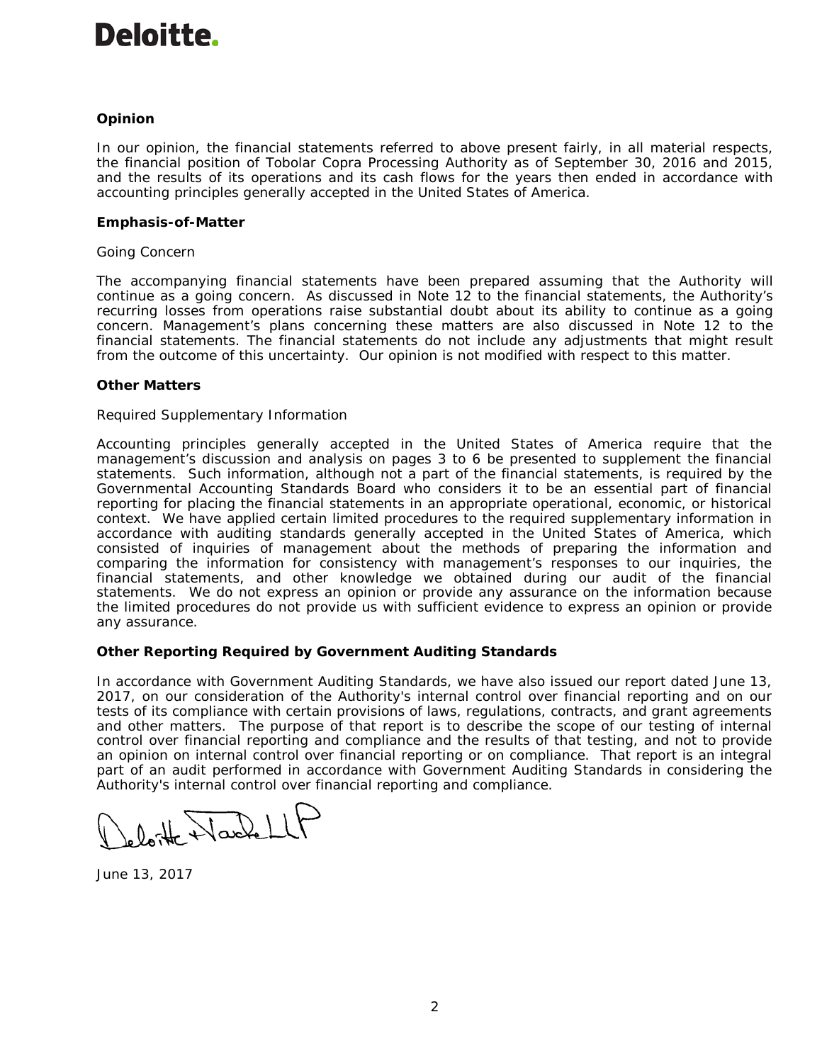**Opinion**

In our opinion, the financial statements referred to above present fairly, in all material respects, the financial position of Tobolar Copra Processing Authority as of September 30, 2016 and 2015, and the results of its operations and its cash flows for the years then ended in accordance with accounting principles generally accepted in the United States of America.

**Emphasis-of-Matter**

Going Concern

The accompanying financial statements have been prepared assuming that the Authority will continue as a going concern. As discussed in Note 12 to the financial statements, the Authority's recurring losses from operations raise substantial doubt about its ability to continue as a going concern. Management's plans concerning these matters are also discussed in Note 12 to the financial statements. The financial statements do not include any adjustments that might result from the outcome of this uncertainty. Our opinion is not modified with respect to this matter.

**Other Matters**

Required Supplementary Information

Accounting principles generally accepted in the United States of America require that the management's discussion and analysis on pages 3 to 6 be presented to supplement the financial statements. Such information, although not a part of the financial statements, is required by the Governmental Accounting Standards Board who considers it to be an essential part of financial reporting for placing the financial statements in an appropriate operational, economic, or historical context. We have applied certain limited procedures to the required supplementary information in accordance with auditing standards generally accepted in the United States of America, which consisted of inquiries of management about the methods of preparing the information and comparing the information for consistency with management's responses to our inquiries, the financial statements, and other knowledge we obtained during our audit of the financial statements. We do not express an opinion or provide any assurance on the information because the limited procedures do not provide us with sufficient evidence to express an opinion or provide any assurance.

**Other Reporting Required by Government Auditing Standards**

In accordance with Government Auditing Standards, we have also issued our report dated June 13, 2017, on our consideration of the Authority's internal control over financial reporting and on our tests of its compliance with certain provisions of laws, regulations, contracts, and grant agreements and other matters. The purpose of that report is to describe the scope of our testing of internal control over financial reporting and compliance and the results of that testing, and not to provide an opinion on internal control over financial reporting or on compliance. That report is an integral part of an audit performed in accordance with Government Auditing Standards in considering the Authority's internal control over financial reporting and compliance.

Deloitte & Touche LLP

June 13, 2017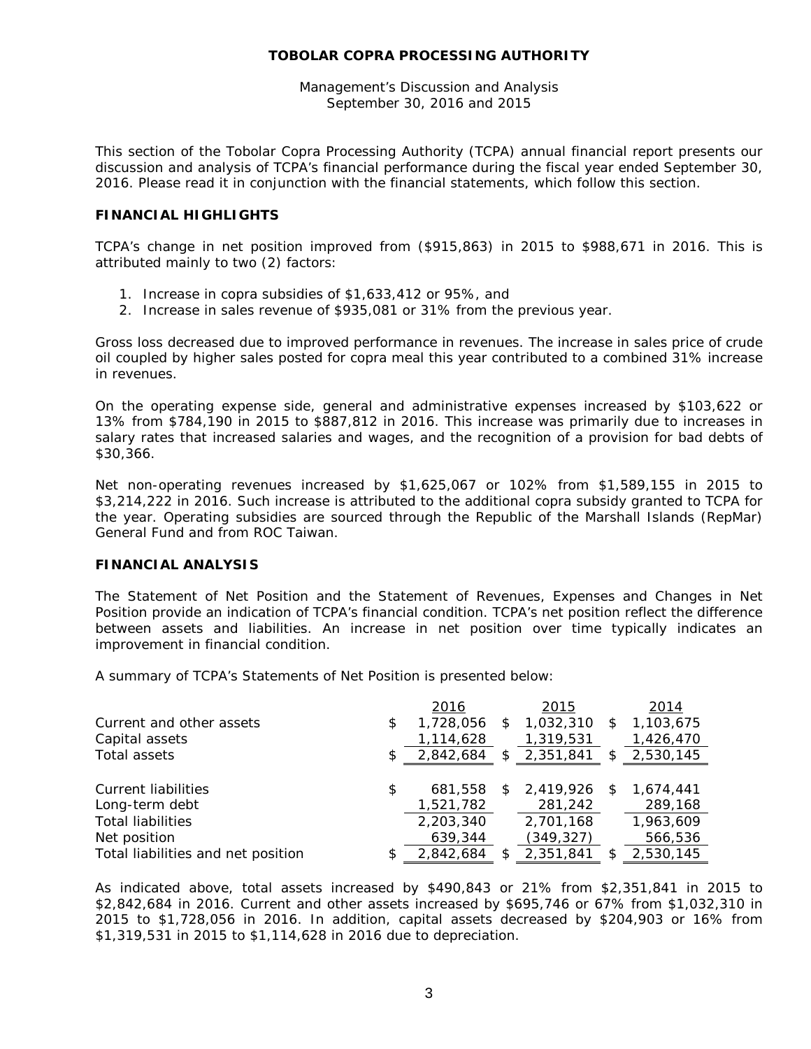# TOBOLAR COPRA PROCESSING AUTHORITY

Management's Discussion and Analysis
September 30, 2016 and 2015

This section of the Tobolar Copra Processing Authority (TCPA) annual financial report presents our discussion and analysis of TCPA's financial performance during the fiscal year ended September 30, 2016. Please read it in conjunction with the financial statements, which follow this section.

## FINANCIAL HIGHLIGHTS

TCPA's change in net position improved from ($915,863) in 2015 to $988,671 in 2016. This is attributed mainly to two (2) factors:

1. Increase in copra subsidies of $1,633,412 or 95%, and
2. Increase in sales revenue of $935,081 or 31% from the previous year.

Gross loss decreased due to improved performance in revenues. The increase in sales price of crude oil coupled by higher sales posted for copra meal this year contributed to a combined 31% increase in revenues.

On the operating expense side, general and administrative expenses increased by $103,622 or 13% from $784,190 in 2015 to $887,812 in 2016. This increase was primarily due to increases in salary rates that increased salaries and wages, and the recognition of a provision for bad debts of $30,366.

Net non-operating revenues increased by $1,625,067 or 102% from $1,589,155 in 2015 to $3,214,222 in 2016. Such increase is attributed to the additional copra subsidy granted to TCPA for the year. Operating subsidies are sourced through the Republic of the Marshall Islands (RepMar) General Fund and from ROC Taiwan.

## FINANCIAL ANALYSIS

The Statement of Net Position and the Statement of Revenues, Expenses and Changes in Net Position provide an indication of TCPA's financial condition. TCPA's net position reflect the difference between assets and liabilities. An increase in net position over time typically indicates an improvement in financial condition.

A summary of TCPA's Statements of Net Position is presented below:

| | 2016 | 2015 | 2014 |
|---|---|---|---|
| Current and other assets | $ 1,728,056 | $ 1,032,310 | $ 1,103,675 |
| Capital assets | 1,114,628 | 1,319,531 | 1,426,470 |
| Total assets | $ 2,842,684 | $ 2,351,841 | $ 2,530,145 |
| | | | |
| Current liabilities | $ 681,558 | $ 2,419,926 | $ 1,674,441 |
| Long-term debt | 1,521,782 | 281,242 | 289,168 |
| Total liabilities | 2,203,340 | 2,701,168 | 1,963,609 |
| Net position | 639,344 | (349,327) | 566,536 |
| Total liabilities and net position | $ 2,842,684 | $ 2,351,841 | $ 2,530,145 |

As indicated above, total assets increased by $490,843 or 21% from $2,351,841 in 2015 to $2,842,684 in 2016. Current and other assets increased by $695,746 or 67% from $1,032,310 in 2015 to $1,728,056 in 2016. In addition, capital assets decreased by $204,903 or 16% from $1,319,531 in 2015 to $1,114,628 in 2016 due to depreciation.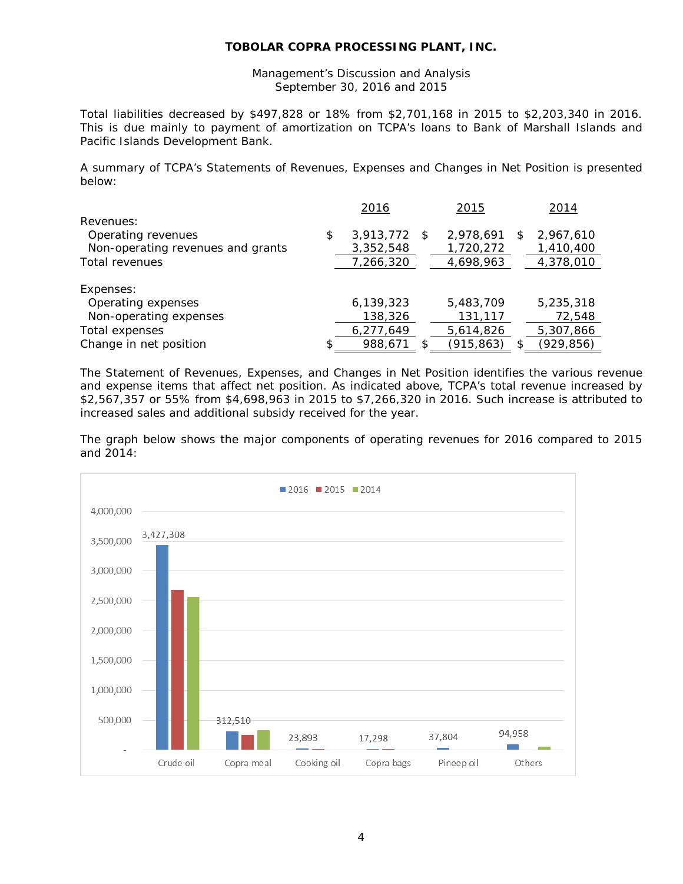**TOBOLAR COPRA PROCESSING PLANT, INC.**

Management's Discussion and Analysis
September 30, 2016 and 2015

Total liabilities decreased by $497,828 or 18% from $2,701,168 in 2015 to $2,203,340 in 2016. This is due mainly to payment of amortization on TCPA's loans to Bank of Marshall Islands and Pacific Islands Development Bank.

A summary of TCPA's Statements of Revenues, Expenses and Changes in Net Position is presented below:

| | 2016 | 2015 | 2014 |
|---|---|---|---|
| Revenues: | | | |
| Operating revenues | $ 3,913,772 | $ 2,978,691 | $ 2,967,610 |
| Non-operating revenues and grants | 3,352,548 | 1,720,272 | 1,410,400 |
| Total revenues | 7,266,320 | 4,698,963 | 4,378,010 |
| Expenses: | | | |
| Operating expenses | 6,139,323 | 5,483,709 | 5,235,318 |
| Non-operating expenses | 138,326 | 131,117 | 72,548 |
| Total expenses | 6,277,649 | 5,614,826 | 5,307,866 |
| Change in net position | $ 988,671 | $ (915,863) | $ (929,856) |

The Statement of Revenues, Expenses, and Changes in Net Position identifies the various revenue and expense items that affect net position. As indicated above, TCPA's total revenue increased by $2,567,357 or 55% from $4,698,963 in 2015 to $7,266,320 in 2016. Such increase is attributed to increased sales and additional subsidy received for the year.

The graph below shows the major components of operating revenues for 2016 compared to 2015 and 2014:

| | 2016 |
|---|---|
| Crude oil | 3,427,308 |
| Copra meal | 312,510 |
| Cooking oil | 23,893 |
| Copra bags | 17,298 |
| Pineep oil | 37,804 |
| Others | 94,958 |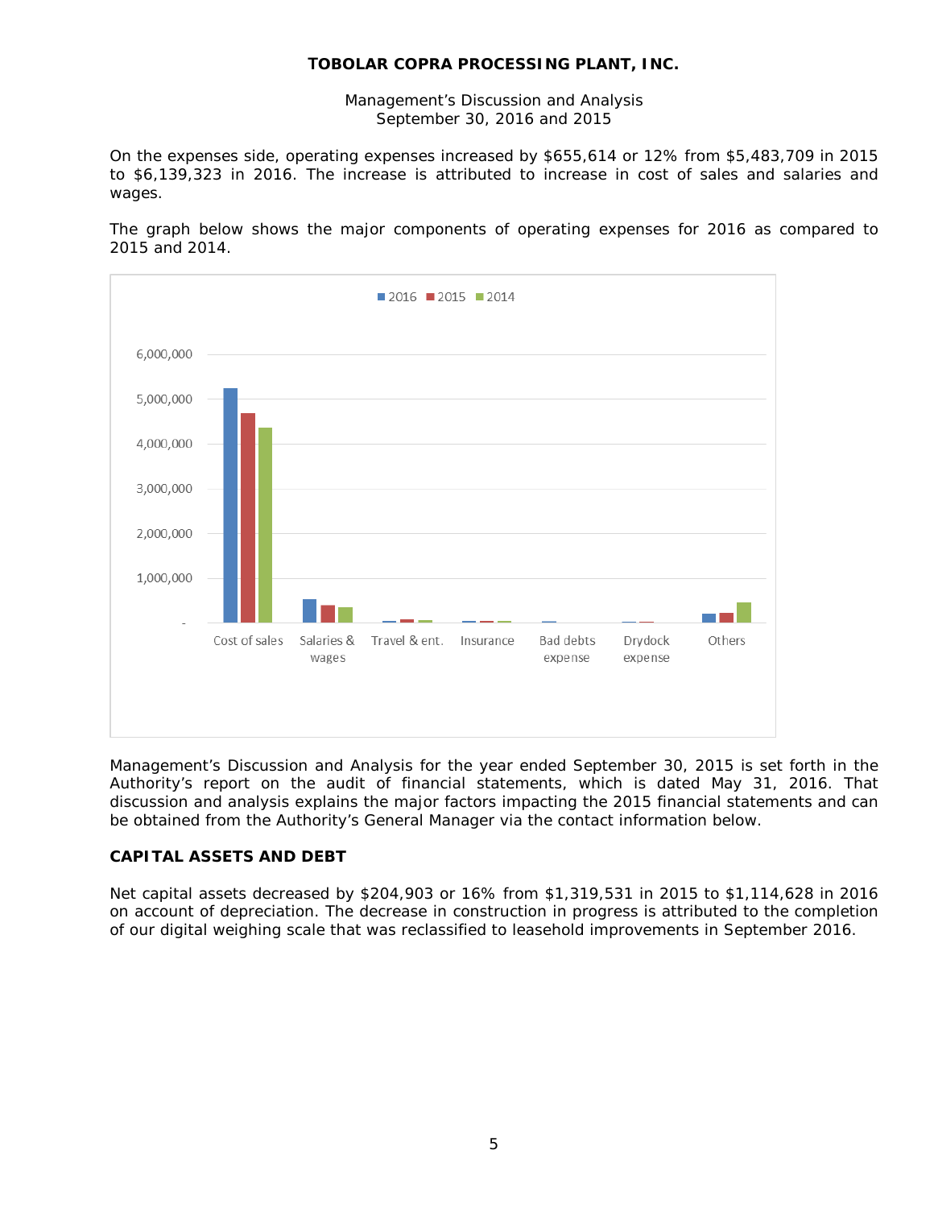On the expenses side, operating expenses increased by $655,614 or 12% from $5,483,709 in 2015 to $6,139,323 in 2016. The increase is attributed to increase in cost of sales and salaries and wages.

The graph below shows the major components of operating expenses for 2016 as compared to 2015 and 2014.

Management's Discussion and Analysis for the year ended September 30, 2015 is set forth in the Authority's report on the audit of financial statements, which is dated May 31, 2016. That discussion and analysis explains the major factors impacting the 2015 financial statements and can be obtained from the Authority's General Manager via the contact information below.

## CAPITAL ASSETS AND DEBT

Net capital assets decreased by $204,903 or 16% from $1,319,531 in 2015 to $1,114,628 in 2016 on account of depreciation. The decrease in construction in progress is attributed to the completion of our digital weighing scale that was reclassified to leasehold improvements in September 2016.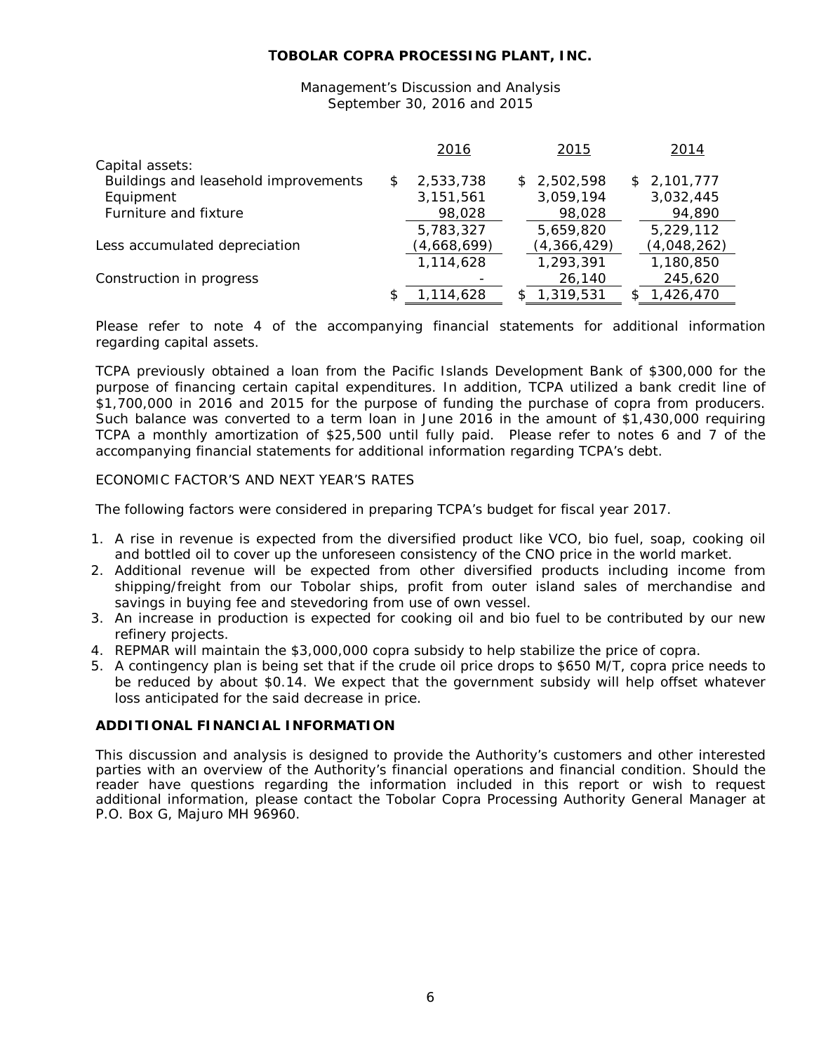# TOBOLAR COPRA PROCESSING PLANT, INC.

Management's Discussion and Analysis
September 30, 2016 and 2015

| | 2016 | 2015 | 2014 |
|---|---|---|---|
| Capital assets: | | | |
| Buildings and leasehold improvements | $ 2,533,738 | $ 2,502,598 | $ 2,101,777 |
| Equipment | 3,151,561 | 3,059,194 | 3,032,445 |
| Furniture and fixture | 98,028 | 98,028 | 94,890 |
| | 5,783,327 | 5,659,820 | 5,229,112 |
| Less accumulated depreciation | (4,668,699) | (4,366,429) | (4,048,262) |
| | 1,114,628 | 1,293,391 | 1,180,850 |
| Construction in progress | - | 26,140 | 245,620 |
| | $ 1,114,628 | $ 1,319,531 | $ 1,426,470 |

Please refer to note 4 of the accompanying financial statements for additional information regarding capital assets.

TCPA previously obtained a loan from the Pacific Islands Development Bank of $300,000 for the purpose of financing certain capital expenditures. In addition, TCPA utilized a bank credit line of $1,700,000 in 2016 and 2015 for the purpose of funding the purchase of copra from producers. Such balance was converted to a term loan in June 2016 in the amount of $1,430,000 requiring TCPA a monthly amortization of $25,500 until fully paid. Please refer to notes 6 and 7 of the accompanying financial statements for additional information regarding TCPA's debt.

ECONOMIC FACTOR'S AND NEXT YEAR'S RATES

The following factors were considered in preparing TCPA's budget for fiscal year 2017.

1. A rise in revenue is expected from the diversified product like VCO, bio fuel, soap, cooking oil and bottled oil to cover up the unforeseen consistency of the CNO price in the world market.
2. Additional revenue will be expected from other diversified products including income from shipping/freight from our Tobolar ships, profit from outer island sales of merchandise and savings in buying fee and stevedoring from use of own vessel.
3. An increase in production is expected for cooking oil and bio fuel to be contributed by our new refinery projects.
4. REPMAR will maintain the $3,000,000 copra subsidy to help stabilize the price of copra.
5. A contingency plan is being set that if the crude oil price drops to $650 M/T, copra price needs to be reduced by about $0.14. We expect that the government subsidy will help offset whatever loss anticipated for the said decrease in price.

## ADDITIONAL FINANCIAL INFORMATION

This discussion and analysis is designed to provide the Authority's customers and other interested parties with an overview of the Authority's financial operations and financial condition. Should the reader have questions regarding the information included in this report or wish to request additional information, please contact the Tobolar Copra Processing Authority General Manager at P.O. Box G, Majuro MH 96960.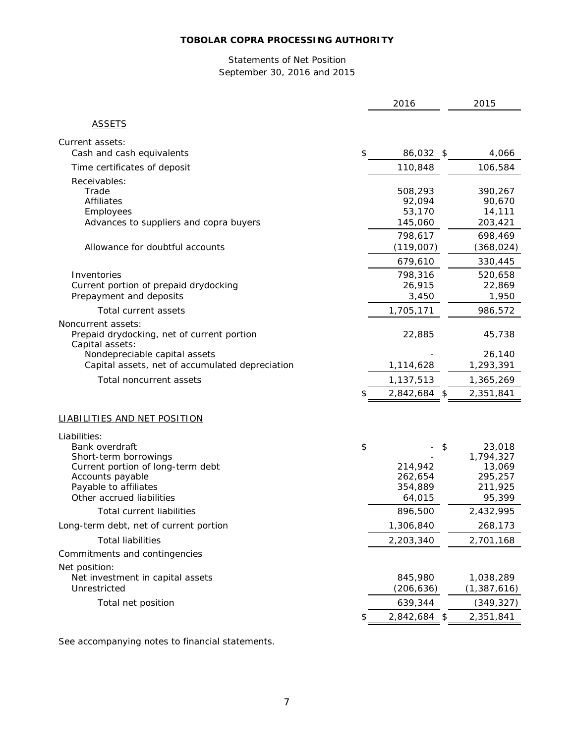**TOBOLAR COPRA PROCESSING AUTHORITY**

Statements of Net Position
September 30, 2016 and 2015

| | 2016 | 2015 |
|---|---|---|
| ASSETS | | |
| Current assets: | | |
| Cash and cash equivalents | $ 86,032 | $ 4,066 |
| Time certificates of deposit | 110,848 | 106,584 |
| Receivables: | | |
| Trade | 508,293 | 390,267 |
| Affiliates | 92,094 | 90,670 |
| Employees | 53,170 | 14,111 |
| Advances to suppliers and copra buyers | 145,060 | 203,421 |
| | 798,617 | 698,469 |
| Allowance for doubtful accounts | (119,007) | (368,024) |
| | 679,610 | 330,445 |
| Inventories | 798,316 | 520,658 |
| Current portion of prepaid drydocking | 26,915 | 22,869 |
| Prepayment and deposits | 3,450 | 1,950 |
| Total current assets | 1,705,171 | 986,572 |
| Noncurrent assets: | | |
| Prepaid drydocking, net of current portion | 22,885 | 45,738 |
| Capital assets: | | |
| Nondepreciable capital assets | - | 26,140 |
| Capital assets, net of accumulated depreciation | 1,114,628 | 1,293,391 |
| Total noncurrent assets | 1,137,513 | 1,365,269 |
| | $ 2,842,684 | $ 2,351,841 |
| LIABILITIES AND NET POSITION | | |
| Liabilities: | | |
| Bank overdraft | $ - | $ 23,018 |
| Short-term borrowings | - | 1,794,327 |
| Current portion of long-term debt | 214,942 | 13,069 |
| Accounts payable | 262,654 | 295,257 |
| Payable to affiliates | 354,889 | 211,925 |
| Other accrued liabilities | 64,015 | 95,399 |
| Total current liabilities | 896,500 | 2,432,995 |
| Long-term debt, net of current portion | 1,306,840 | 268,173 |
| Total liabilities | 2,203,340 | 2,701,168 |
| Commitments and contingencies | | |
| Net position: | | |
| Net investment in capital assets | 845,980 | 1,038,289 |
| Unrestricted | (206,636) | (1,387,616) |
| Total net position | 639,344 | (349,327) |
| | $ 2,842,684 | $ 2,351,841 |

See accompanying notes to financial statements.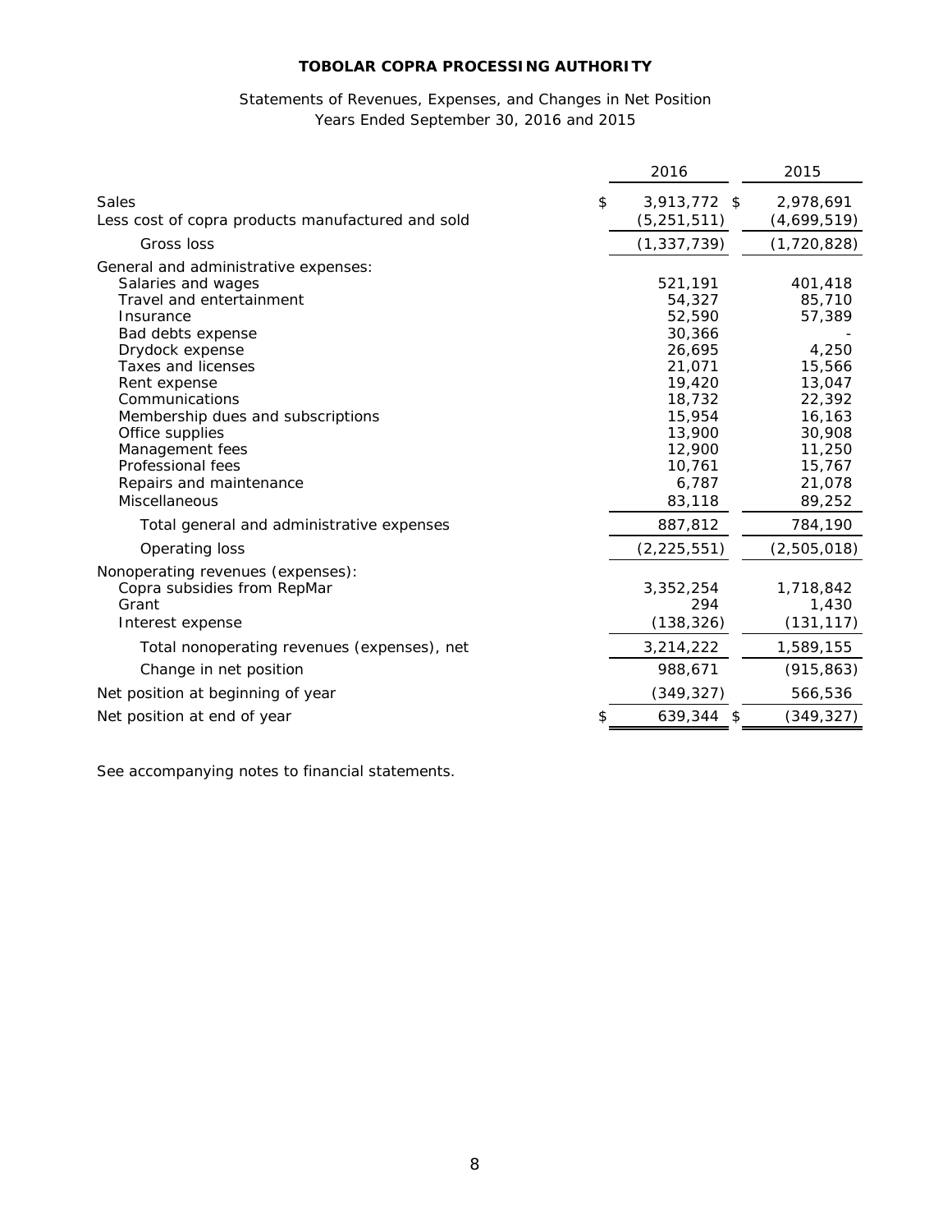**TOBOLAR COPRA PROCESSING AUTHORITY**

Statements of Revenues, Expenses, and Changes in Net Position
Years Ended September 30, 2016 and 2015

| | 2016 | 2015 |
|---|---|---|
| Sales | $ 3,913,772 | $ 2,978,691 |
| Less cost of copra products manufactured and sold | (5,251,511) | (4,699,519) |
| Gross loss | (1,337,739) | (1,720,828) |
| General and administrative expenses: | | |
| Salaries and wages | 521,191 | 401,418 |
| Travel and entertainment | 54,327 | 85,710 |
| Insurance | 52,590 | 57,389 |
| Bad debts expense | 30,366 | - |
| Drydock expense | 26,695 | 4,250 |
| Taxes and licenses | 21,071 | 15,566 |
| Rent expense | 19,420 | 13,047 |
| Communications | 18,732 | 22,392 |
| Membership dues and subscriptions | 15,954 | 16,163 |
| Office supplies | 13,900 | 30,908 |
| Management fees | 12,900 | 11,250 |
| Professional fees | 10,761 | 15,767 |
| Repairs and maintenance | 6,787 | 21,078 |
| Miscellaneous | 83,118 | 89,252 |
| Total general and administrative expenses | 887,812 | 784,190 |
| Operating loss | (2,225,551) | (2,505,018) |
| Nonoperating revenues (expenses): | | |
| Copra subsidies from RepMar | 3,352,254 | 1,718,842 |
| Grant | 294 | 1,430 |
| Interest expense | (138,326) | (131,117) |
| Total nonoperating revenues (expenses), net | 3,214,222 | 1,589,155 |
| Change in net position | 988,671 | (915,863) |
| Net position at beginning of year | (349,327) | 566,536 |
| Net position at end of year | $ 639,344 | $ (349,327) |

See accompanying notes to financial statements.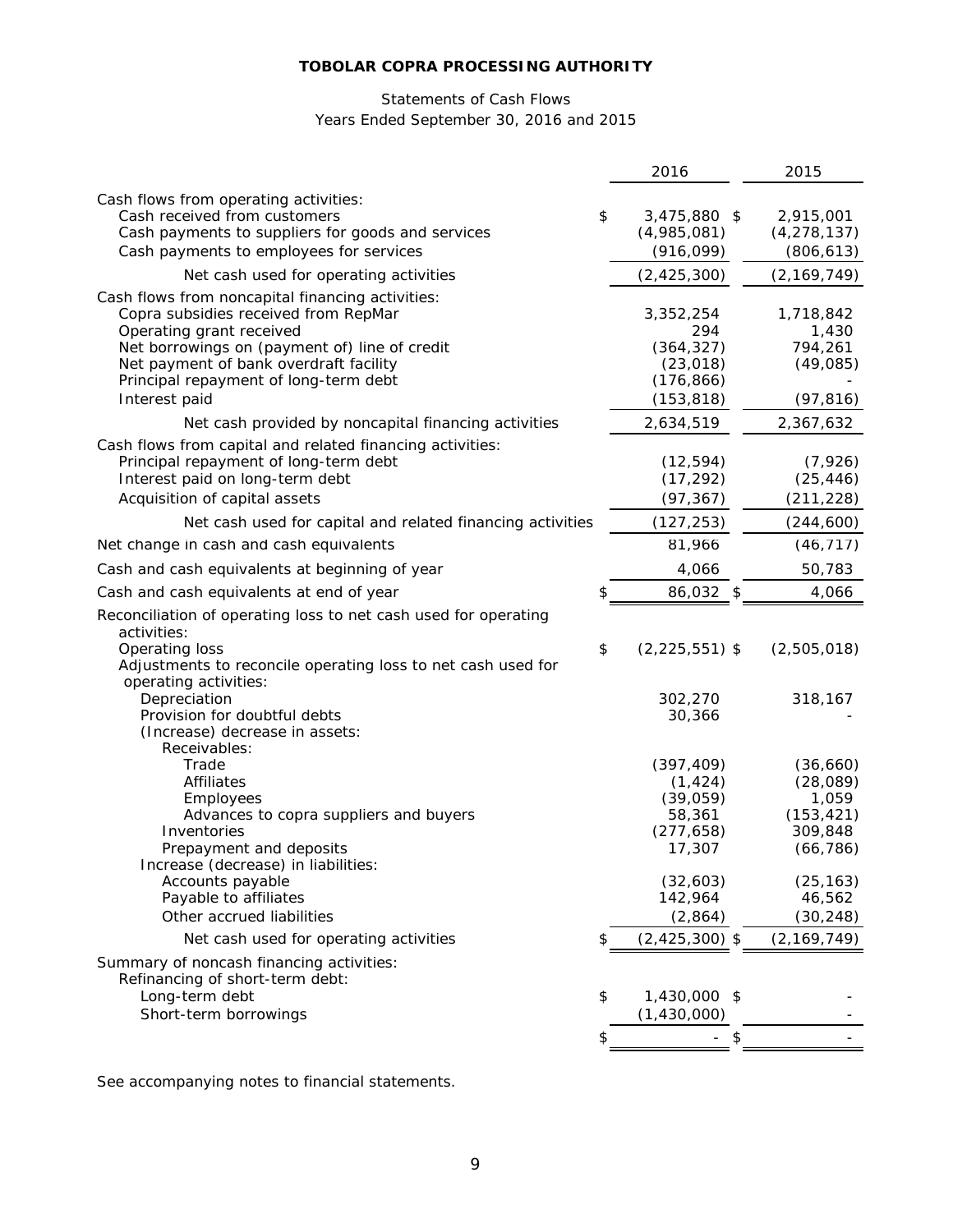**TOBOLAR COPRA PROCESSING AUTHORITY**

Statements of Cash Flows
Years Ended September 30, 2016 and 2015

| | 2016 | 2015 |
|---|---|---|
| Cash flows from operating activities: | | |
| Cash received from customers | $ 3,475,880 | $ 2,915,001 |
| Cash payments to suppliers for goods and services | (4,985,081) | (4,278,137) |
| Cash payments to employees for services | (916,099) | (806,613) |
| Net cash used for operating activities | (2,425,300) | (2,169,749) |
| Cash flows from noncapital financing activities: | | |
| Copra subsidies received from RepMar | 3,352,254 | 1,718,842 |
| Operating grant received | 294 | 1,430 |
| Net borrowings on (payment of) line of credit | (364,327) | 794,261 |
| Net payment of bank overdraft facility | (23,018) | (49,085) |
| Principal repayment of long-term debt | (176,866) | - |
| Interest paid | (153,818) | (97,816) |
| Net cash provided by noncapital financing activities | 2,634,519 | 2,367,632 |
| Cash flows from capital and related financing activities: | | |
| Principal repayment of long-term debt | (12,594) | (7,926) |
| Interest paid on long-term debt | (17,292) | (25,446) |
| Acquisition of capital assets | (97,367) | (211,228) |
| Net cash used for capital and related financing activities | (127,253) | (244,600) |
| Net change in cash and cash equivalents | 81,966 | (46,717) |
| Cash and cash equivalents at beginning of year | 4,066 | 50,783 |
| Cash and cash equivalents at end of year | $ 86,032 | $ 4,066 |
| Reconciliation of operating loss to net cash used for operating activities: | | |
| Operating loss | $ (2,225,551) | $ (2,505,018) |
| Adjustments to reconcile operating loss to net cash used for operating activities: | | |
| Depreciation | 302,270 | 318,167 |
| Provision for doubtful debts | 30,366 | - |
| (Increase) decrease in assets: | | |
| Receivables: | | |
| Trade | (397,409) | (36,660) |
| Affiliates | (1,424) | (28,089) |
| Employees | (39,059) | 1,059 |
| Advances to copra suppliers and buyers | 58,361 | (153,421) |
| Inventories | (277,658) | 309,848 |
| Prepayment and deposits | 17,307 | (66,786) |
| Increase (decrease) in liabilities: | | |
| Accounts payable | (32,603) | (25,163) |
| Payable to affiliates | 142,964 | 46,562 |
| Other accrued liabilities | (2,864) | (30,248) |
| Net cash used for operating activities | $ (2,425,300) | $ (2,169,749) |
| Summary of noncash financing activities: | | |
| Refinancing of short-term debt: | | |
| Long-term debt | $ 1,430,000 | $ - |
| Short-term borrowings | (1,430,000) | - |
| | $ - | $ - |

See accompanying notes to financial statements.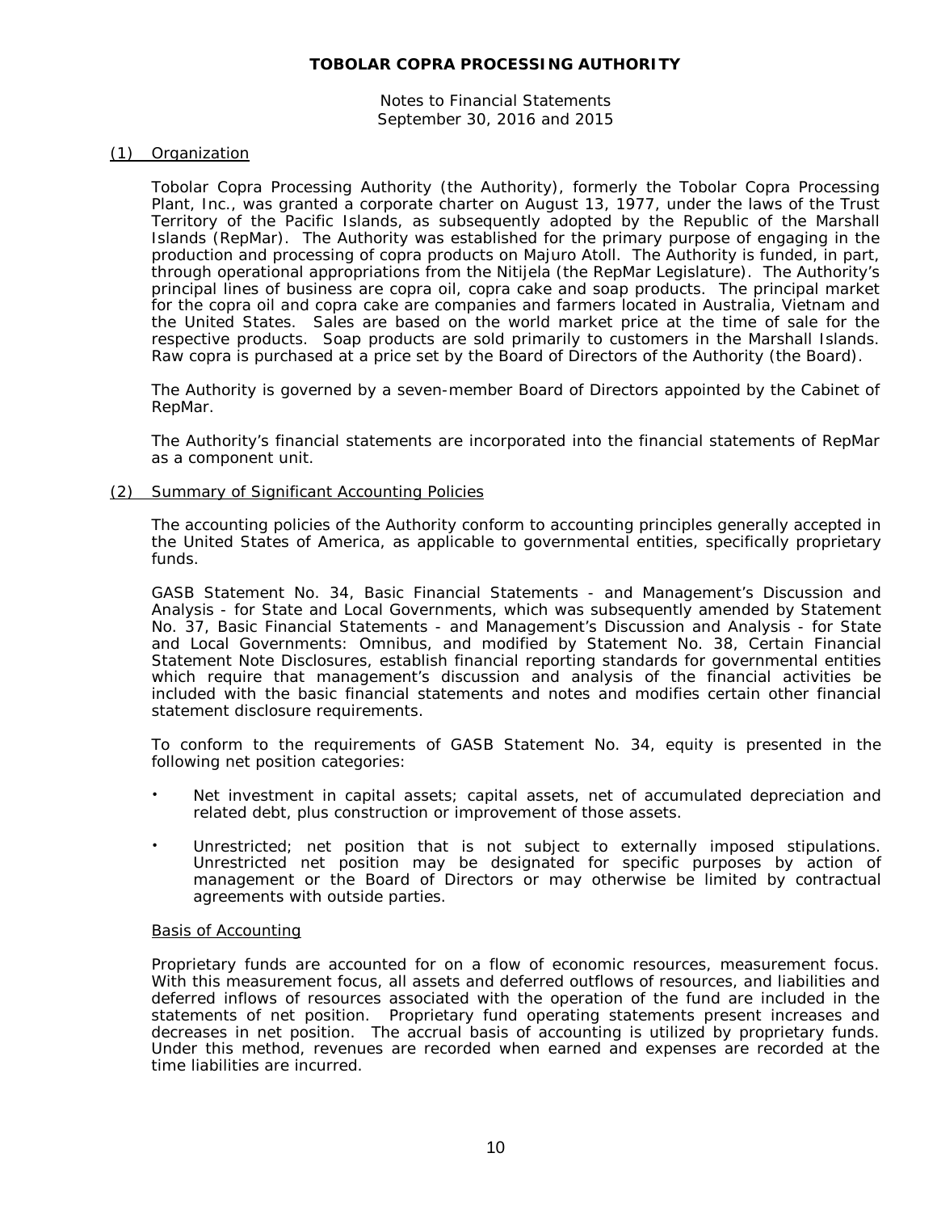# TOBOLAR COPRA PROCESSING AUTHORITY

Notes to Financial Statements
September 30, 2016 and 2015

## (1) Organization

Tobolar Copra Processing Authority (the Authority), formerly the Tobolar Copra Processing Plant, Inc., was granted a corporate charter on August 13, 1977, under the laws of the Trust Territory of the Pacific Islands, as subsequently adopted by the Republic of the Marshall Islands (RepMar). The Authority was established for the primary purpose of engaging in the production and processing of copra products on Majuro Atoll. The Authority is funded, in part, through operational appropriations from the Nitijela (the RepMar Legislature). The Authority's principal lines of business are copra oil, copra cake and soap products. The principal market for the copra oil and copra cake are companies and farmers located in Australia, Vietnam and the United States. Sales are based on the world market price at the time of sale for the respective products. Soap products are sold primarily to customers in the Marshall Islands. Raw copra is purchased at a price set by the Board of Directors of the Authority (the Board).

The Authority is governed by a seven-member Board of Directors appointed by the Cabinet of RepMar.

The Authority's financial statements are incorporated into the financial statements of RepMar as a component unit.

## (2) Summary of Significant Accounting Policies

The accounting policies of the Authority conform to accounting principles generally accepted in the United States of America, as applicable to governmental entities, specifically proprietary funds.

GASB Statement No. 34, Basic Financial Statements - and Management's Discussion and Analysis - for State and Local Governments, which was subsequently amended by Statement No. 37, Basic Financial Statements - and Management's Discussion and Analysis - for State and Local Governments: Omnibus, and modified by Statement No. 38, Certain Financial Statement Note Disclosures, establish financial reporting standards for governmental entities which require that management's discussion and analysis of the financial activities be included with the basic financial statements and notes and modifies certain other financial statement disclosure requirements.

To conform to the requirements of GASB Statement No. 34, equity is presented in the following net position categories:

- Net investment in capital assets; capital assets, net of accumulated depreciation and related debt, plus construction or improvement of those assets.
- Unrestricted; net position that is not subject to externally imposed stipulations. Unrestricted net position may be designated for specific purposes by action of management or the Board of Directors or may otherwise be limited by contractual agreements with outside parties.

### Basis of Accounting

Proprietary funds are accounted for on a flow of economic resources, measurement focus. With this measurement focus, all assets and deferred outflows of resources, and liabilities and deferred inflows of resources associated with the operation of the fund are included in the statements of net position. Proprietary fund operating statements present increases and decreases in net position. The accrual basis of accounting is utilized by proprietary funds. Under this method, revenues are recorded when earned and expenses are recorded at the time liabilities are incurred.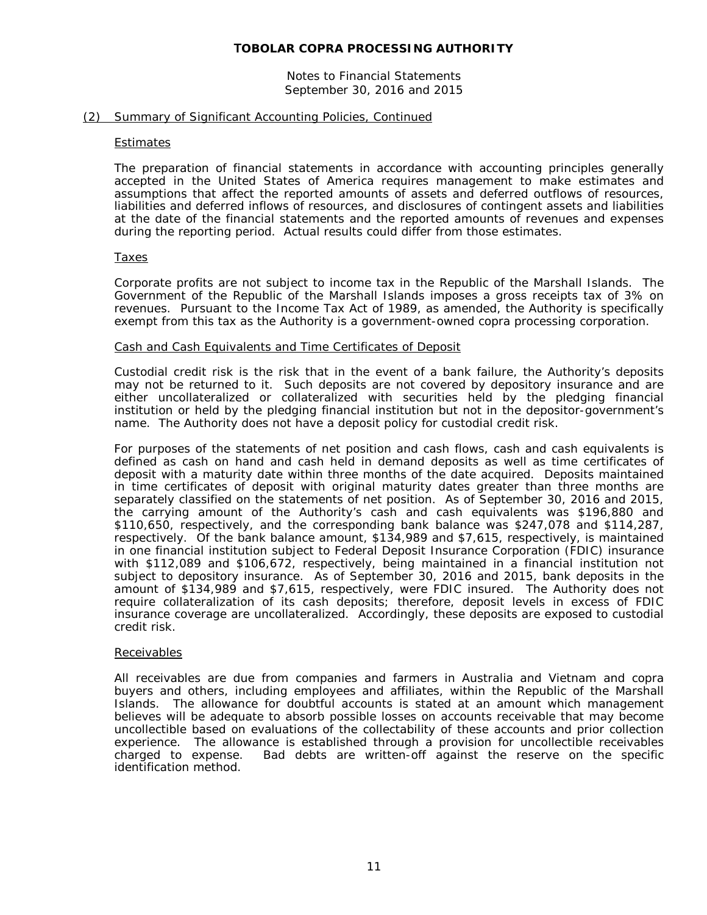## (2) Summary of Significant Accounting Policies, Continued

### Estimates

The preparation of financial statements in accordance with accounting principles generally accepted in the United States of America requires management to make estimates and assumptions that affect the reported amounts of assets and deferred outflows of resources, liabilities and deferred inflows of resources, and disclosures of contingent assets and liabilities at the date of the financial statements and the reported amounts of revenues and expenses during the reporting period. Actual results could differ from those estimates.

### Taxes

Corporate profits are not subject to income tax in the Republic of the Marshall Islands. The Government of the Republic of the Marshall Islands imposes a gross receipts tax of 3% on revenues. Pursuant to the Income Tax Act of 1989, as amended, the Authority is specifically exempt from this tax as the Authority is a government-owned copra processing corporation.

### Cash and Cash Equivalents and Time Certificates of Deposit

Custodial credit risk is the risk that in the event of a bank failure, the Authority's deposits may not be returned to it. Such deposits are not covered by depository insurance and are either uncollateralized or collateralized with securities held by the pledging financial institution or held by the pledging financial institution but not in the depositor-government's name. The Authority does not have a deposit policy for custodial credit risk.

For purposes of the statements of net position and cash flows, cash and cash equivalents is defined as cash on hand and cash held in demand deposits as well as time certificates of deposit with a maturity date within three months of the date acquired. Deposits maintained in time certificates of deposit with original maturity dates greater than three months are separately classified on the statements of net position. As of September 30, 2016 and 2015, the carrying amount of the Authority's cash and cash equivalents was $196,880 and $110,650, respectively, and the corresponding bank balance was $247,078 and $114,287, respectively. Of the bank balance amount, $134,989 and $7,615, respectively, is maintained in one financial institution subject to Federal Deposit Insurance Corporation (FDIC) insurance with $112,089 and $106,672, respectively, being maintained in a financial institution not subject to depository insurance. As of September 30, 2016 and 2015, bank deposits in the amount of $134,989 and $7,615, respectively, were FDIC insured. The Authority does not require collateralization of its cash deposits; therefore, deposit levels in excess of FDIC insurance coverage are uncollateralized. Accordingly, these deposits are exposed to custodial credit risk.

### Receivables

All receivables are due from companies and farmers in Australia and Vietnam and copra buyers and others, including employees and affiliates, within the Republic of the Marshall Islands. The allowance for doubtful accounts is stated at an amount which management believes will be adequate to absorb possible losses on accounts receivable that may become uncollectible based on evaluations of the collectability of these accounts and prior collection experience. The allowance is established through a provision for uncollectible receivables charged to expense. Bad debts are written-off against the reserve on the specific identification method.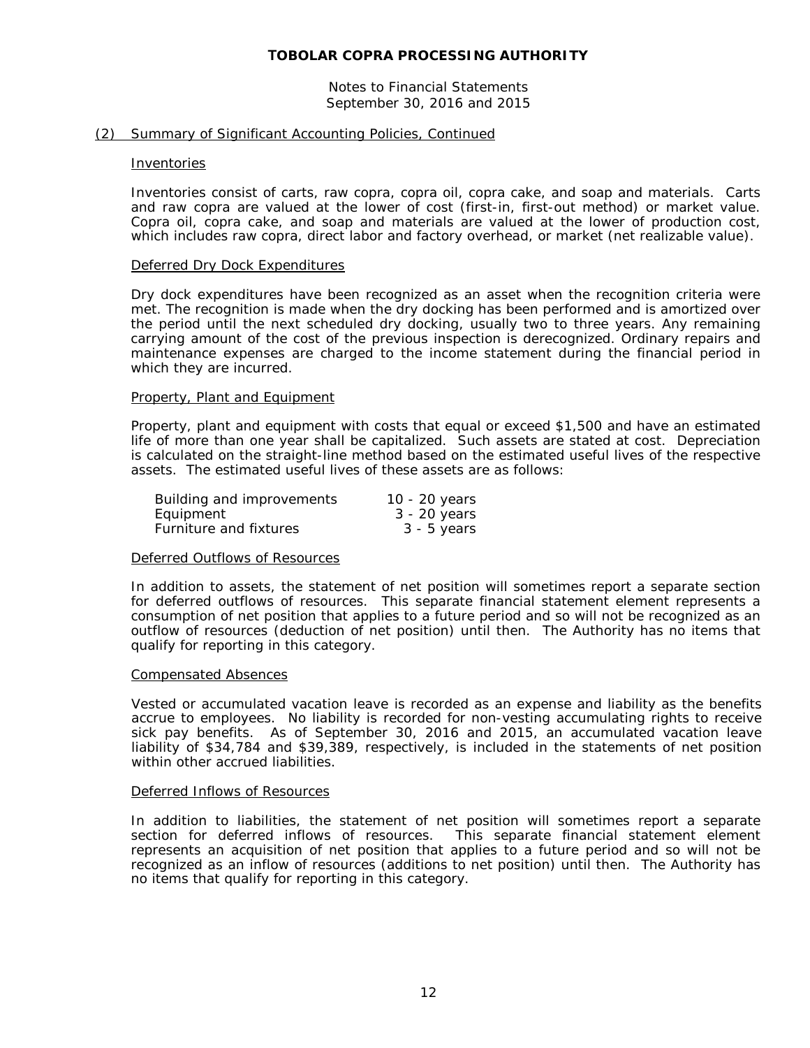**TOBOLAR COPRA PROCESSING AUTHORITY**

Notes to Financial Statements
September 30, 2016 and 2015

(2) Summary of Significant Accounting Policies, Continued

Inventories

Inventories consist of carts, raw copra, copra oil, copra cake, and soap and materials. Carts and raw copra are valued at the lower of cost (first-in, first-out method) or market value. Copra oil, copra cake, and soap and materials are valued at the lower of production cost, which includes raw copra, direct labor and factory overhead, or market (net realizable value).

Deferred Dry Dock Expenditures

Dry dock expenditures have been recognized as an asset when the recognition criteria were met. The recognition is made when the dry docking has been performed and is amortized over the period until the next scheduled dry docking, usually two to three years. Any remaining carrying amount of the cost of the previous inspection is derecognized. Ordinary repairs and maintenance expenses are charged to the income statement during the financial period in which they are incurred.

Property, Plant and Equipment

Property, plant and equipment with costs that equal or exceed $1,500 and have an estimated life of more than one year shall be capitalized. Such assets are stated at cost. Depreciation is calculated on the straight-line method based on the estimated useful lives of the respective assets. The estimated useful lives of these assets are as follows:

| | |
|---|---|
| Building and improvements | 10 - 20 years |
| Equipment | 3 - 20 years |
| Furniture and fixtures | 3 - 5 years |

Deferred Outflows of Resources

In addition to assets, the statement of net position will sometimes report a separate section for deferred outflows of resources. This separate financial statement element represents a consumption of net position that applies to a future period and so will not be recognized as an outflow of resources (deduction of net position) until then. The Authority has no items that qualify for reporting in this category.

Compensated Absences

Vested or accumulated vacation leave is recorded as an expense and liability as the benefits accrue to employees. No liability is recorded for non-vesting accumulating rights to receive sick pay benefits. As of September 30, 2016 and 2015, an accumulated vacation leave liability of $34,784 and $39,389, respectively, is included in the statements of net position within other accrued liabilities.

Deferred Inflows of Resources

In addition to liabilities, the statement of net position will sometimes report a separate section for deferred inflows of resources. This separate financial statement element represents an acquisition of net position that applies to a future period and so will not be recognized as an inflow of resources (additions to net position) until then. The Authority has no items that qualify for reporting in this category.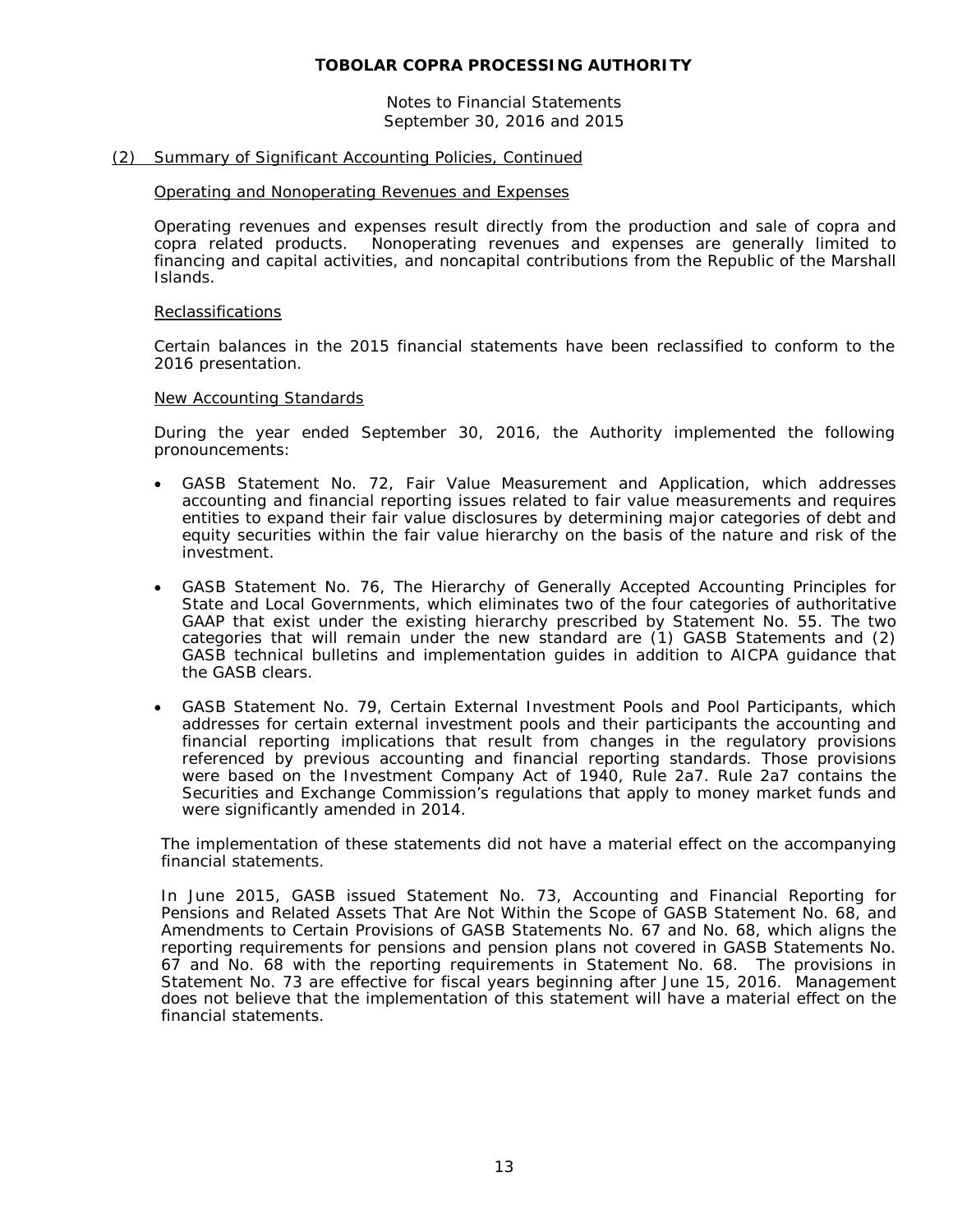# TOBOLAR COPRA PROCESSING AUTHORITY

Notes to Financial Statements
September 30, 2016 and 2015

## (2) Summary of Significant Accounting Policies, Continued

### Operating and Nonoperating Revenues and Expenses

Operating revenues and expenses result directly from the production and sale of copra and copra related products. Nonoperating revenues and expenses are generally limited to financing and capital activities, and noncapital contributions from the Republic of the Marshall Islands.

### Reclassifications

Certain balances in the 2015 financial statements have been reclassified to conform to the 2016 presentation.

### New Accounting Standards

During the year ended September 30, 2016, the Authority implemented the following pronouncements:

- GASB Statement No. 72, Fair Value Measurement and Application, which addresses accounting and financial reporting issues related to fair value measurements and requires entities to expand their fair value disclosures by determining major categories of debt and equity securities within the fair value hierarchy on the basis of the nature and risk of the investment.

- GASB Statement No. 76, The Hierarchy of Generally Accepted Accounting Principles for State and Local Governments, which eliminates two of the four categories of authoritative GAAP that exist under the existing hierarchy prescribed by Statement No. 55. The two categories that will remain under the new standard are (1) GASB Statements and (2) GASB technical bulletins and implementation guides in addition to AICPA guidance that the GASB clears.

- GASB Statement No. 79, Certain External Investment Pools and Pool Participants, which addresses for certain external investment pools and their participants the accounting and financial reporting implications that result from changes in the regulatory provisions referenced by previous accounting and financial reporting standards. Those provisions were based on the Investment Company Act of 1940, Rule 2a7. Rule 2a7 contains the Securities and Exchange Commission's regulations that apply to money market funds and were significantly amended in 2014.

The implementation of these statements did not have a material effect on the accompanying financial statements.

In June 2015, GASB issued Statement No. 73, Accounting and Financial Reporting for Pensions and Related Assets That Are Not Within the Scope of GASB Statement No. 68, and Amendments to Certain Provisions of GASB Statements No. 67 and No. 68, which aligns the reporting requirements for pensions and pension plans not covered in GASB Statements No. 67 and No. 68 with the reporting requirements in Statement No. 68. The provisions in Statement No. 73 are effective for fiscal years beginning after June 15, 2016. Management does not believe that the implementation of this statement will have a material effect on the financial statements.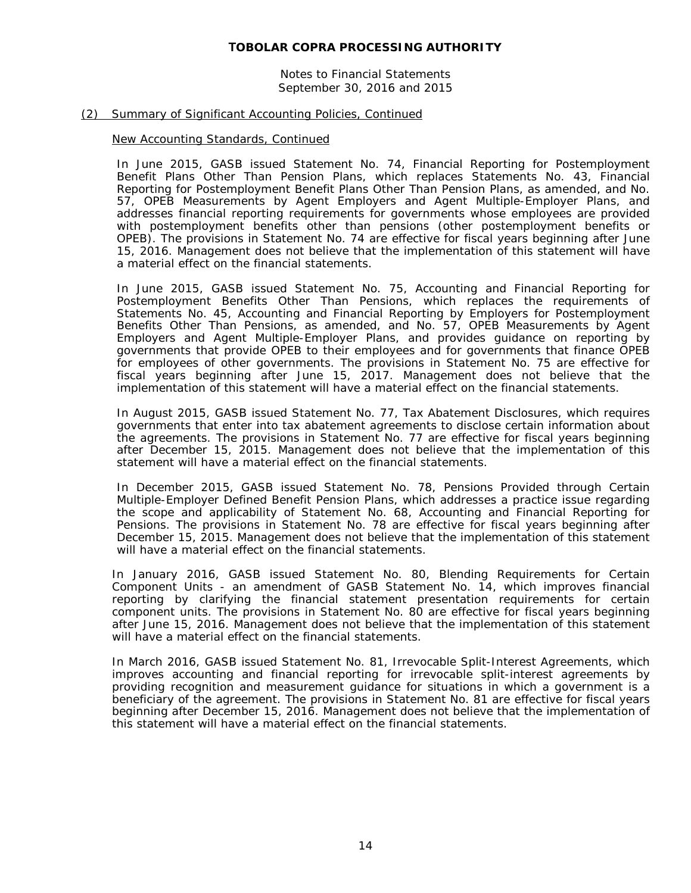# TOBOLAR COPRA PROCESSING AUTHORITY

Notes to Financial Statements
September 30, 2016 and 2015

## (2) Summary of Significant Accounting Policies, Continued

### New Accounting Standards, Continued

In June 2015, GASB issued Statement No. 74, Financial Reporting for Postemployment Benefit Plans Other Than Pension Plans, which replaces Statements No. 43, Financial Reporting for Postemployment Benefit Plans Other Than Pension Plans, as amended, and No. 57, OPEB Measurements by Agent Employers and Agent Multiple-Employer Plans, and addresses financial reporting requirements for governments whose employees are provided with postemployment benefits other than pensions (other postemployment benefits or OPEB). The provisions in Statement No. 74 are effective for fiscal years beginning after June 15, 2016. Management does not believe that the implementation of this statement will have a material effect on the financial statements.

In June 2015, GASB issued Statement No. 75, Accounting and Financial Reporting for Postemployment Benefits Other Than Pensions, which replaces the requirements of Statements No. 45, Accounting and Financial Reporting by Employers for Postemployment Benefits Other Than Pensions, as amended, and No. 57, OPEB Measurements by Agent Employers and Agent Multiple-Employer Plans, and provides guidance on reporting by governments that provide OPEB to their employees and for governments that finance OPEB for employees of other governments. The provisions in Statement No. 75 are effective for fiscal years beginning after June 15, 2017. Management does not believe that the implementation of this statement will have a material effect on the financial statements.

In August 2015, GASB issued Statement No. 77, Tax Abatement Disclosures, which requires governments that enter into tax abatement agreements to disclose certain information about the agreements. The provisions in Statement No. 77 are effective for fiscal years beginning after December 15, 2015. Management does not believe that the implementation of this statement will have a material effect on the financial statements.

In December 2015, GASB issued Statement No. 78, Pensions Provided through Certain Multiple-Employer Defined Benefit Pension Plans, which addresses a practice issue regarding the scope and applicability of Statement No. 68, Accounting and Financial Reporting for Pensions. The provisions in Statement No. 78 are effective for fiscal years beginning after December 15, 2015. Management does not believe that the implementation of this statement will have a material effect on the financial statements.

In January 2016, GASB issued Statement No. 80, Blending Requirements for Certain Component Units - an amendment of GASB Statement No. 14, which improves financial reporting by clarifying the financial statement presentation requirements for certain component units. The provisions in Statement No. 80 are effective for fiscal years beginning after June 15, 2016. Management does not believe that the implementation of this statement will have a material effect on the financial statements.

In March 2016, GASB issued Statement No. 81, Irrevocable Split-Interest Agreements, which improves accounting and financial reporting for irrevocable split-interest agreements by providing recognition and measurement guidance for situations in which a government is a beneficiary of the agreement. The provisions in Statement No. 81 are effective for fiscal years beginning after December 15, 2016. Management does not believe that the implementation of this statement will have a material effect on the financial statements.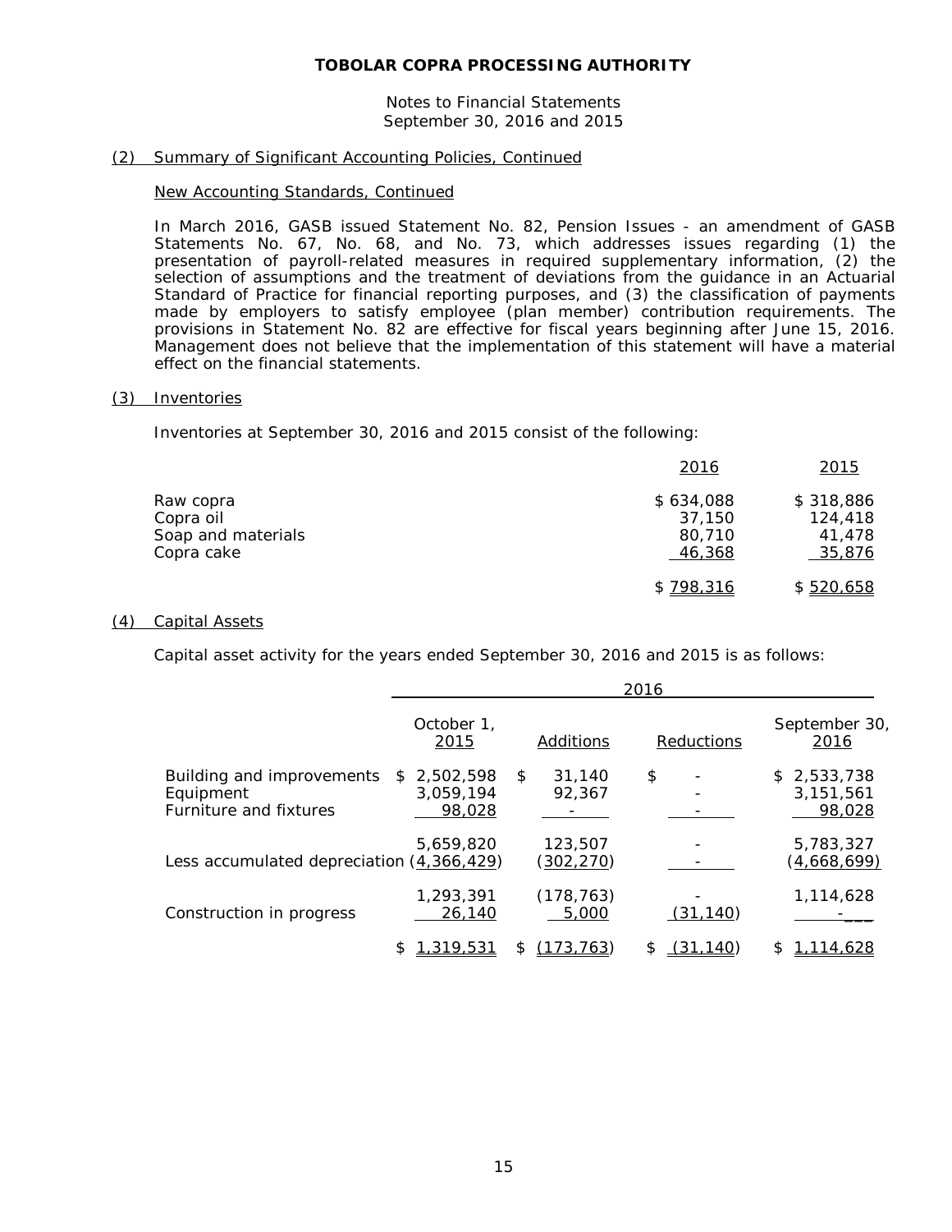# TOBOLAR COPRA PROCESSING AUTHORITY

Notes to Financial Statements
September 30, 2016 and 2015

## (2) Summary of Significant Accounting Policies, Continued

### New Accounting Standards, Continued

In March 2016, GASB issued Statement No. 82, Pension Issues - an amendment of GASB Statements No. 67, No. 68, and No. 73, which addresses issues regarding (1) the presentation of payroll-related measures in required supplementary information, (2) the selection of assumptions and the treatment of deviations from the guidance in an Actuarial Standard of Practice for financial reporting purposes, and (3) the classification of payments made by employers to satisfy employee (plan member) contribution requirements. The provisions in Statement No. 82 are effective for fiscal years beginning after June 15, 2016. Management does not believe that the implementation of this statement will have a material effect on the financial statements.

## (3) Inventories

Inventories at September 30, 2016 and 2015 consist of the following:

| | 2016 | 2015 |
|---|---|---|
| Raw copra | $ 634,088 | $ 318,886 |
| Copra oil | 37,150 | 124,418 |
| Soap and materials | 80,710 | 41,478 |
| Copra cake | 46,368 | 35,876 |
| | $ 798,316 | $ 520,658 |

## (4) Capital Assets

Capital asset activity for the years ended September 30, 2016 and 2015 is as follows:

| | 2016 | | | |
|---|---|---|---|---|
| | October 1, 2015 | Additions | Reductions | September 30, 2016 |
| Building and improvements | $ 2,502,598 | $ 31,140 | $ - | $ 2,533,738 |
| Equipment | 3,059,194 | 92,367 | - | 3,151,561 |
| Furniture and fixtures | 98,028 | - | - | 98,028 |
| | 5,659,820 | 123,507 | - | 5,783,327 |
| Less accumulated depreciation | (4,366,429) | (302,270) | - | (4,668,699) |
| | 1,293,391 | (178,763) | - | 1,114,628 |
| Construction in progress | 26,140 | 5,000 | (31,140) | - |
| | $ 1,319,531 | $ (173,763) | $ (31,140) | $ 1,114,628 |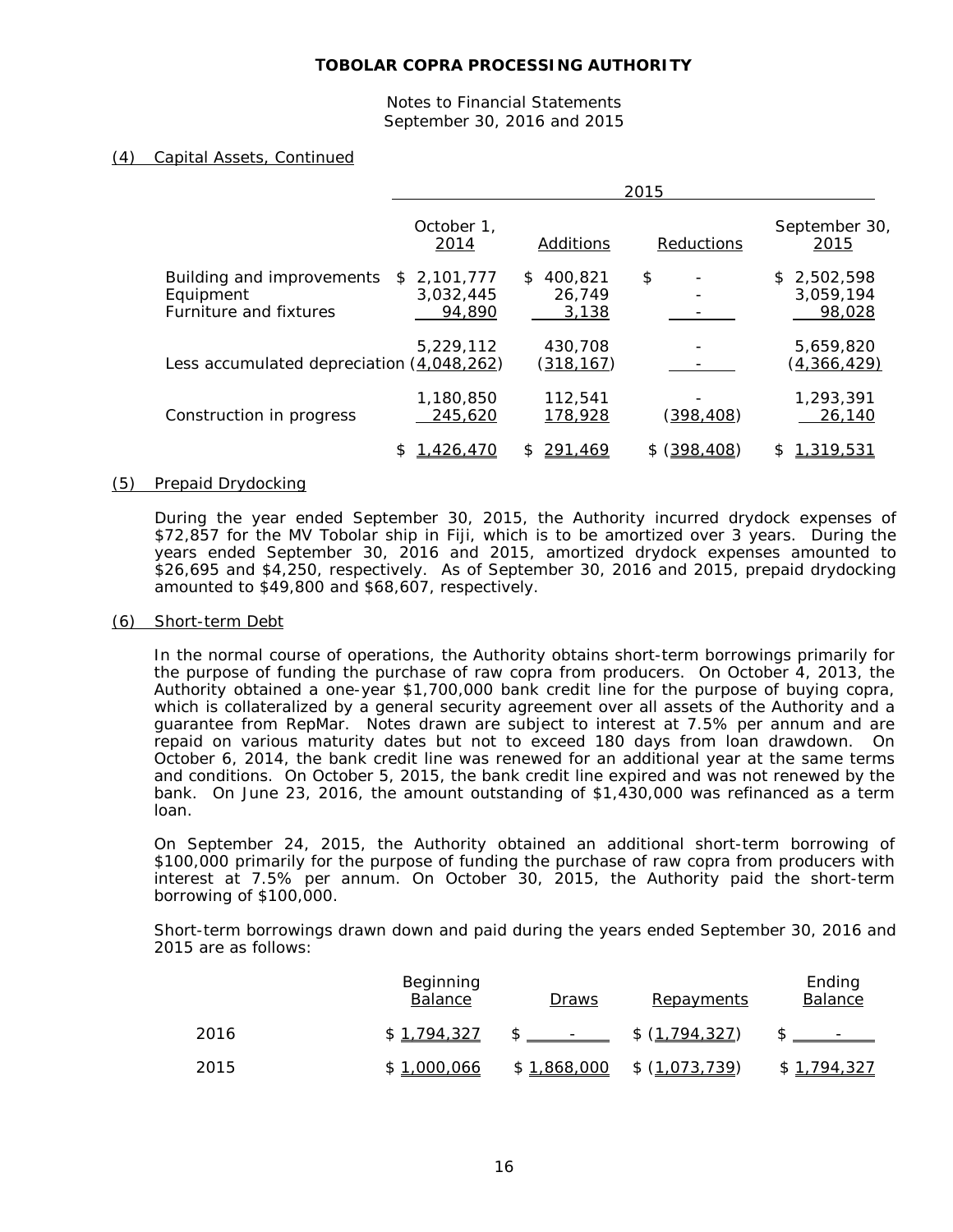# TOBOLAR COPRA PROCESSING AUTHORITY

Notes to Financial Statements
September 30, 2016 and 2015

## (4) Capital Assets, Continued

| | 2015 | | | |
|---|---|---|---|---|
| | October 1, 2014 | Additions | Reductions | September 30, 2015 |
| Building and improvements | $ 2,101,777 | $ 400,821 | $ - | $ 2,502,598 |
| Equipment | 3,032,445 | 26,749 | - | 3,059,194 |
| Furniture and fixtures | 94,890 | 3,138 | - | 98,028 |
| | 5,229,112 | 430,708 | - | 5,659,820 |
| Less accumulated depreciation | (4,048,262) | (318,167) | - | (4,366,429) |
| | 1,180,850 | 112,541 | - | 1,293,391 |
| Construction in progress | 245,620 | 178,928 | (398,408) | 26,140 |
| | $ 1,426,470 | $ 291,469 | $ (398,408) | $ 1,319,531 |

## (5) Prepaid Drydocking

During the year ended September 30, 2015, the Authority incurred drydock expenses of $72,857 for the MV Tobolar ship in Fiji, which is to be amortized over 3 years. During the years ended September 30, 2016 and 2015, amortized drydock expenses amounted to $26,695 and $4,250, respectively. As of September 30, 2016 and 2015, prepaid drydocking amounted to $49,800 and $68,607, respectively.

## (6) Short-term Debt

In the normal course of operations, the Authority obtains short-term borrowings primarily for the purpose of funding the purchase of raw copra from producers. On October 4, 2013, the Authority obtained a one-year $1,700,000 bank credit line for the purpose of buying copra, which is collateralized by a general security agreement over all assets of the Authority and a guarantee from RepMar. Notes drawn are subject to interest at 7.5% per annum and are repaid on various maturity dates but not to exceed 180 days from loan drawdown. On October 6, 2014, the bank credit line was renewed for an additional year at the same terms and conditions. On October 5, 2015, the bank credit line expired and was not renewed by the bank. On June 23, 2016, the amount outstanding of $1,430,000 was refinanced as a term loan.

On September 24, 2015, the Authority obtained an additional short-term borrowing of $100,000 primarily for the purpose of funding the purchase of raw copra from producers with interest at 7.5% per annum. On October 30, 2015, the Authority paid the short-term borrowing of $100,000.

Short-term borrowings drawn down and paid during the years ended September 30, 2016 and 2015 are as follows:

| | Beginning Balance | Draws | Repayments | Ending Balance |
|---|---|---|---|---|
| 2016 | $ 1,794,327 | $ - | $ (1,794,327) | $ - |
| 2015 | $ 1,000,066 | $ 1,868,000 | $ (1,073,739) | $ 1,794,327 |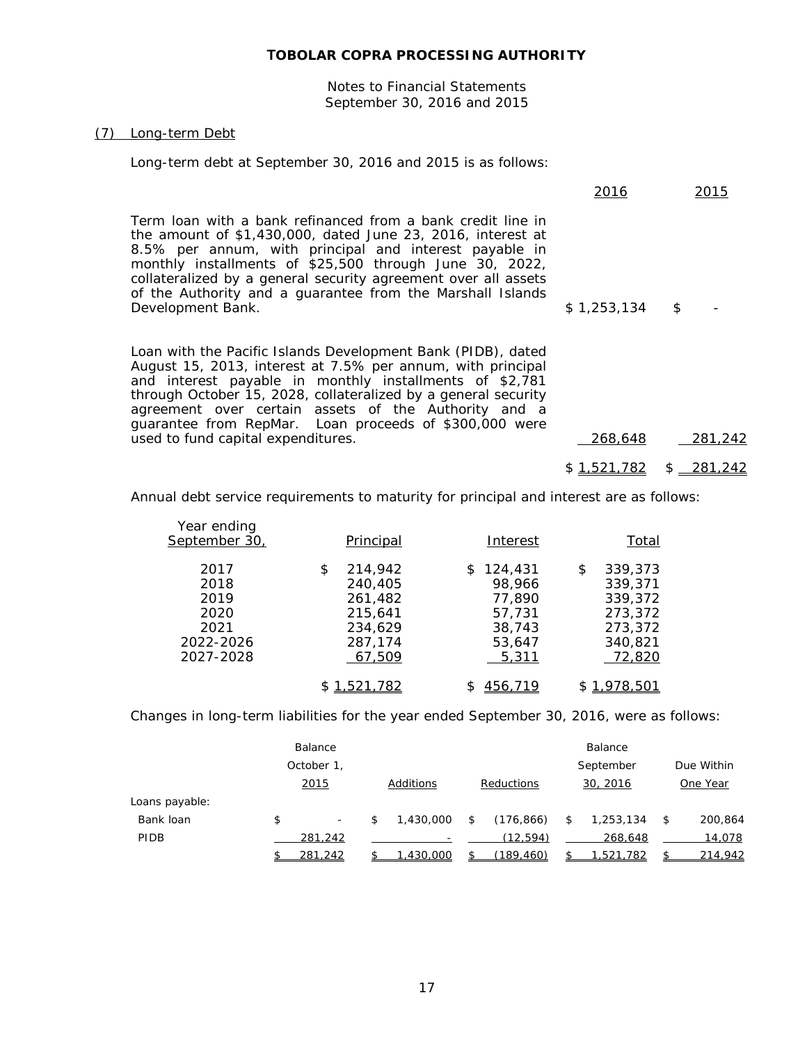# TOBOLAR COPRA PROCESSING AUTHORITY

Notes to Financial Statements
September 30, 2016 and 2015

## (7) Long-term Debt

Long-term debt at September 30, 2016 and 2015 is as follows:

| | 2016 | 2015 |
|---|---|---|
| Term loan with a bank refinanced from a bank credit line in the amount of $1,430,000, dated June 23, 2016, interest at 8.5% per annum, with principal and interest payable in monthly installments of $25,500 through June 30, 2022, collateralized by a general security agreement over all assets of the Authority and a guarantee from the Marshall Islands Development Bank. | $ 1,253,134 | $ - |
| Loan with the Pacific Islands Development Bank (PIDB), dated August 15, 2013, interest at 7.5% per annum, with principal and interest payable in monthly installments of $2,781 through October 15, 2028, collateralized by a general security agreement over certain assets of the Authority and a guarantee from RepMar. Loan proceeds of $300,000 were used to fund capital expenditures. | 268,648 | 281,242 |
| | $ 1,521,782 | $ 281,242 |

Annual debt service requirements to maturity for principal and interest are as follows:

| Year ending September 30, | Principal | Interest | Total |
|---|---|---|---|
| 2017 | $ 214,942 | $ 124,431 | $ 339,373 |
| 2018 | 240,405 | 98,966 | 339,371 |
| 2019 | 261,482 | 77,890 | 339,372 |
| 2020 | 215,641 | 57,731 | 273,372 |
| 2021 | 234,629 | 38,743 | 273,372 |
| 2022-2026 | 287,174 | 53,647 | 340,821 |
| 2027-2028 | 67,509 | 5,311 | 72,820 |
| | $ 1,521,782 | $ 456,719 | $ 1,978,501 |

Changes in long-term liabilities for the year ended September 30, 2016, were as follows:

| | Balance October 1, 2015 | Additions | Reductions | Balance September 30, 2016 | Due Within One Year |
|---|---|---|---|---|---|
| Loans payable: | | | | | |
| Bank loan | $ - | $ 1,430,000 | $ (176,866) | $ 1,253,134 | $ 200,864 |
| PIDB | 281,242 | - | (12,594) | 268,648 | 14,078 |
| | $ 281,242 | $ 1,430,000 | $ (189,460) | $ 1,521,782 | $ 214,942 |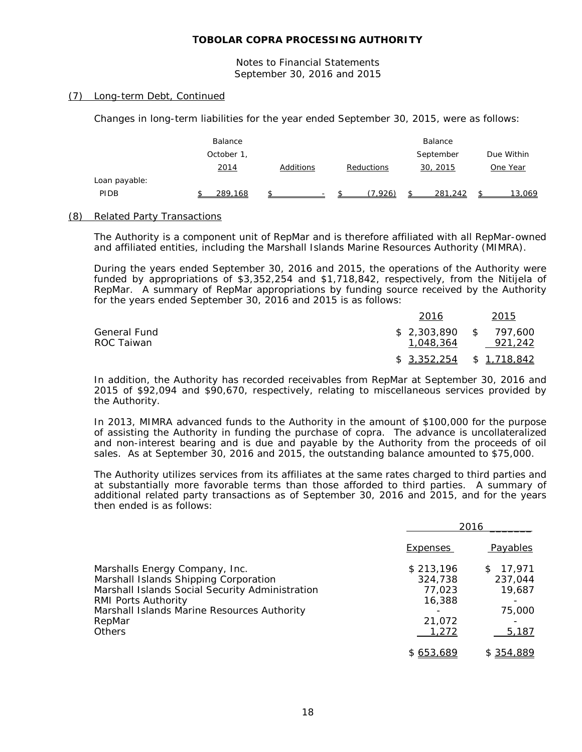# TOBOLAR COPRA PROCESSING AUTHORITY

Notes to Financial Statements
September 30, 2016 and 2015

## (7) Long-term Debt, Continued

Changes in long-term liabilities for the year ended September 30, 2015, were as follows:

| | Balance October 1, 2014 | Additions | Reductions | Balance September 30, 2015 | Due Within One Year |
|---|---|---|---|---|---|
| Loan payable: | | | | | |
| PIDB | $ 289,168 | $ - | $ (7,926) | $ 281,242 | $ 13,069 |

## (8) Related Party Transactions

The Authority is a component unit of RepMar and is therefore affiliated with all RepMar-owned and affiliated entities, including the Marshall Islands Marine Resources Authority (MIMRA).

During the years ended September 30, 2016 and 2015, the operations of the Authority were funded by appropriations of $3,352,254 and $1,718,842, respectively, from the Nitijela of RepMar. A summary of RepMar appropriations by funding source received by the Authority for the years ended September 30, 2016 and 2015 is as follows:

| | 2016 | 2015 |
|---|---|---|
| General Fund | $ 2,303,890 | $ 797,600 |
| ROC Taiwan | 1,048,364 | 921,242 |
| | $ 3,352,254 | $ 1,718,842 |

In addition, the Authority has recorded receivables from RepMar at September 30, 2016 and 2015 of $92,094 and $90,670, respectively, relating to miscellaneous services provided by the Authority.

In 2013, MIMRA advanced funds to the Authority in the amount of $100,000 for the purpose of assisting the Authority in funding the purchase of copra. The advance is uncollateralized and non-interest bearing and is due and payable by the Authority from the proceeds of oil sales. As at September 30, 2016 and 2015, the outstanding balance amounted to $75,000.

The Authority utilizes services from its affiliates at the same rates charged to third parties and at substantially more favorable terms than those afforded to third parties. A summary of additional related party transactions as of September 30, 2016 and 2015, and for the years then ended is as follows:

| | 2016 | |
|---|---|---|
| | Expenses | Payables |
| Marshalls Energy Company, Inc. | $ 213,196 | $ 17,971 |
| Marshall Islands Shipping Corporation | 324,738 | 237,044 |
| Marshall Islands Social Security Administration | 77,023 | 19,687 |
| RMI Ports Authority | 16,388 | - |
| Marshall Islands Marine Resources Authority | - | 75,000 |
| RepMar | 21,072 | - |
| Others | 1,272 | 5,187 |
| | $ 653,689 | $ 354,889 |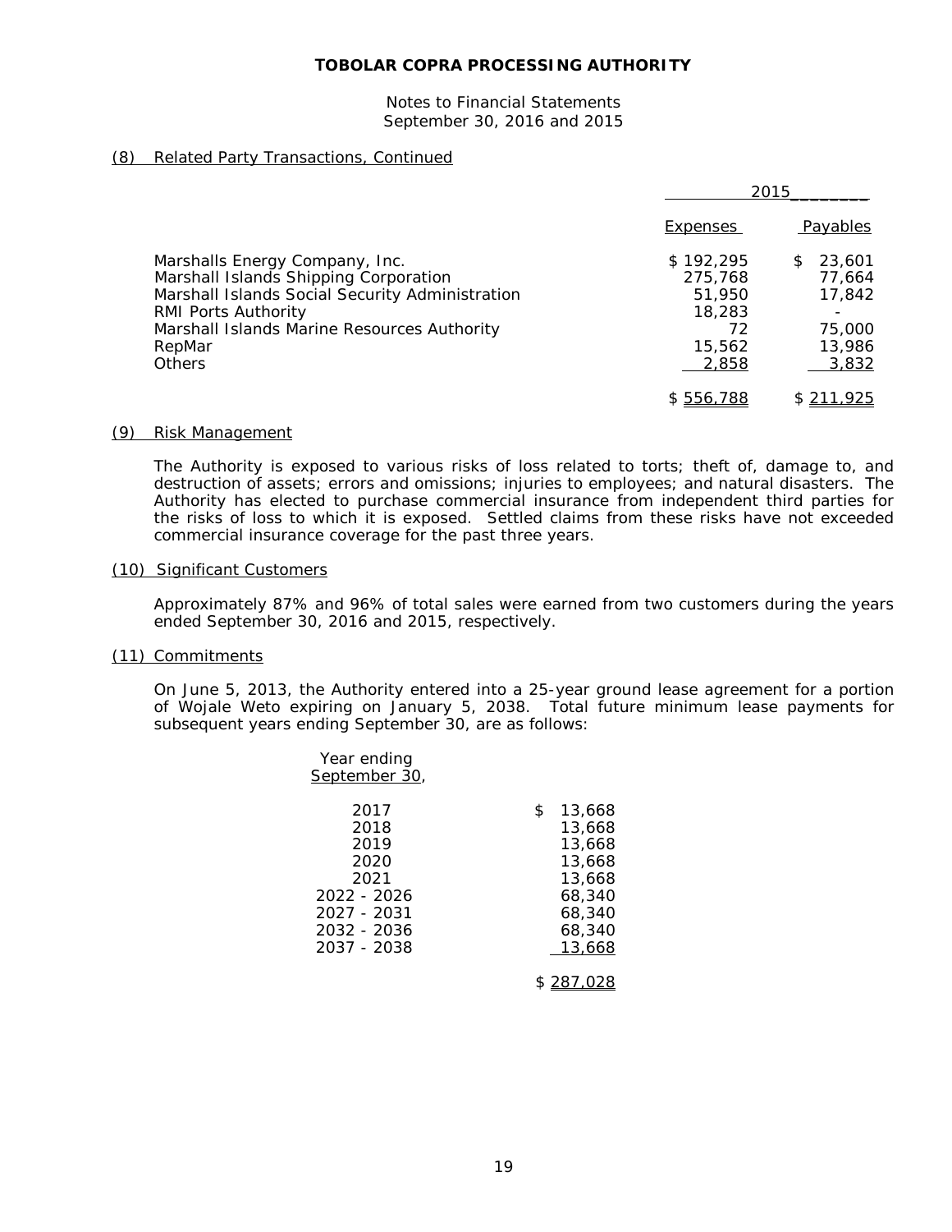# TOBOLAR COPRA PROCESSING AUTHORITY

Notes to Financial Statements
September 30, 2016 and 2015

## (8) Related Party Transactions, Continued

| | 2015 | |
|---|---|---|
| | Expenses | Payables |
| Marshalls Energy Company, Inc. | $ 192,295 | $ 23,601 |
| Marshall Islands Shipping Corporation | 275,768 | 77,664 |
| Marshall Islands Social Security Administration | 51,950 | 17,842 |
| RMI Ports Authority | 18,283 | - |
| Marshall Islands Marine Resources Authority | 72 | 75,000 |
| RepMar | 15,562 | 13,986 |
| Others | 2,858 | 3,832 |
| | $ 556,788 | $ 211,925 |

## (9) Risk Management

The Authority is exposed to various risks of loss related to torts; theft of, damage to, and destruction of assets; errors and omissions; injuries to employees; and natural disasters. The Authority has elected to purchase commercial insurance from independent third parties for the risks of loss to which it is exposed. Settled claims from these risks have not exceeded commercial insurance coverage for the past three years.

## (10) Significant Customers

Approximately 87% and 96% of total sales were earned from two customers during the years ended September 30, 2016 and 2015, respectively.

## (11) Commitments

On June 5, 2013, the Authority entered into a 25-year ground lease agreement for a portion of Wojale Weto expiring on January 5, 2038. Total future minimum lease payments for subsequent years ending September 30, are as follows:

| Year ending September 30, | |
|---|---|
| 2017 | $ 13,668 |
| 2018 | 13,668 |
| 2019 | 13,668 |
| 2020 | 13,668 |
| 2021 | 13,668 |
| 2022 - 2026 | 68,340 |
| 2027 - 2031 | 68,340 |
| 2032 - 2036 | 68,340 |
| 2037 - 2038 | 13,668 |
| | $ 287,028 |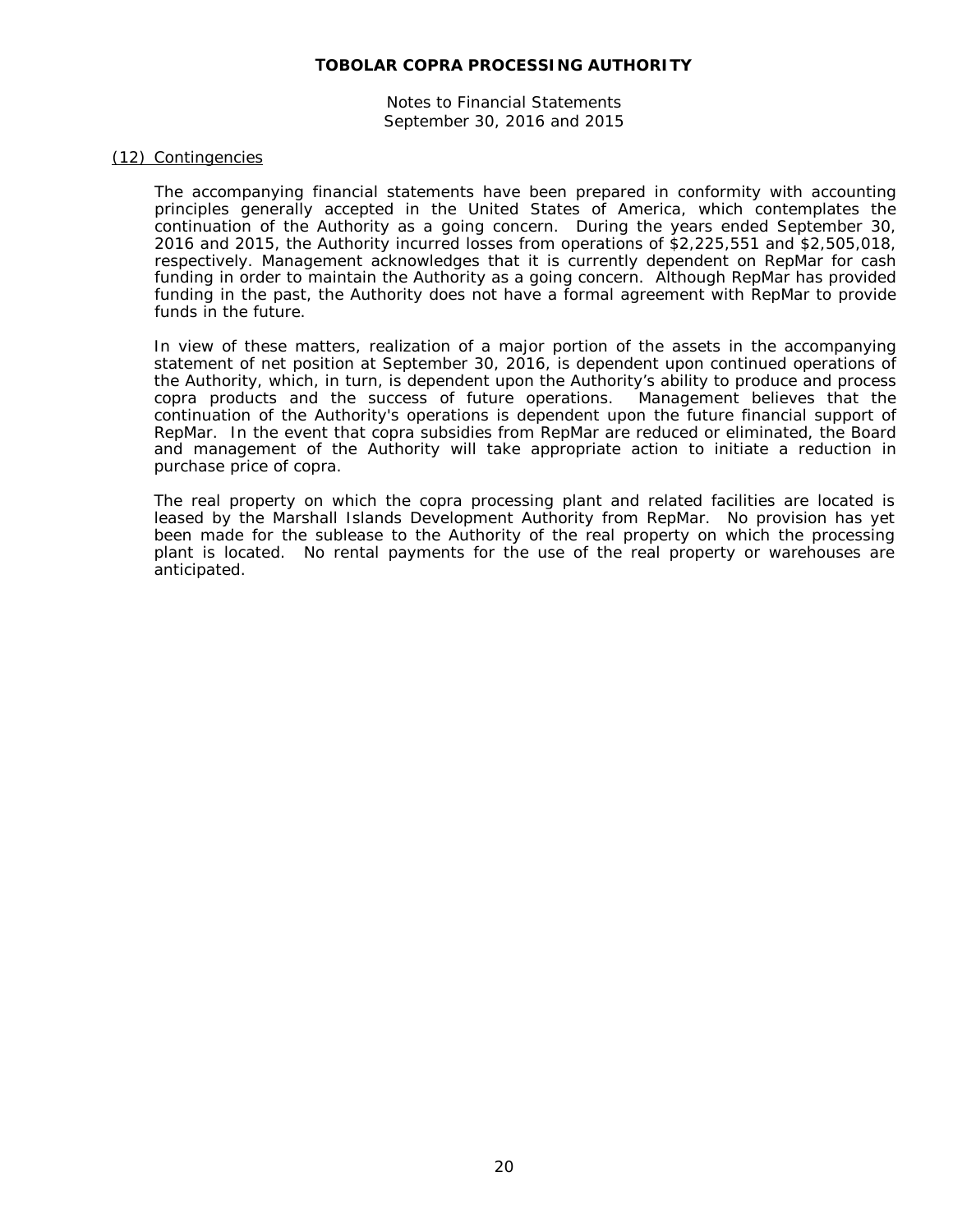## (12) Contingencies

The accompanying financial statements have been prepared in conformity with accounting principles generally accepted in the United States of America, which contemplates the continuation of the Authority as a going concern. During the years ended September 30, 2016 and 2015, the Authority incurred losses from operations of $2,225,551 and $2,505,018, respectively. Management acknowledges that it is currently dependent on RepMar for cash funding in order to maintain the Authority as a going concern. Although RepMar has provided funding in the past, the Authority does not have a formal agreement with RepMar to provide funds in the future.

In view of these matters, realization of a major portion of the assets in the accompanying statement of net position at September 30, 2016, is dependent upon continued operations of the Authority, which, in turn, is dependent upon the Authority's ability to produce and process copra products and the success of future operations. Management believes that the continuation of the Authority's operations is dependent upon the future financial support of RepMar. In the event that copra subsidies from RepMar are reduced or eliminated, the Board and management of the Authority will take appropriate action to initiate a reduction in purchase price of copra.

The real property on which the copra processing plant and related facilities are located is leased by the Marshall Islands Development Authority from RepMar. No provision has yet been made for the sublease to the Authority of the real property on which the processing plant is located. No rental payments for the use of the real property or warehouses are anticipated.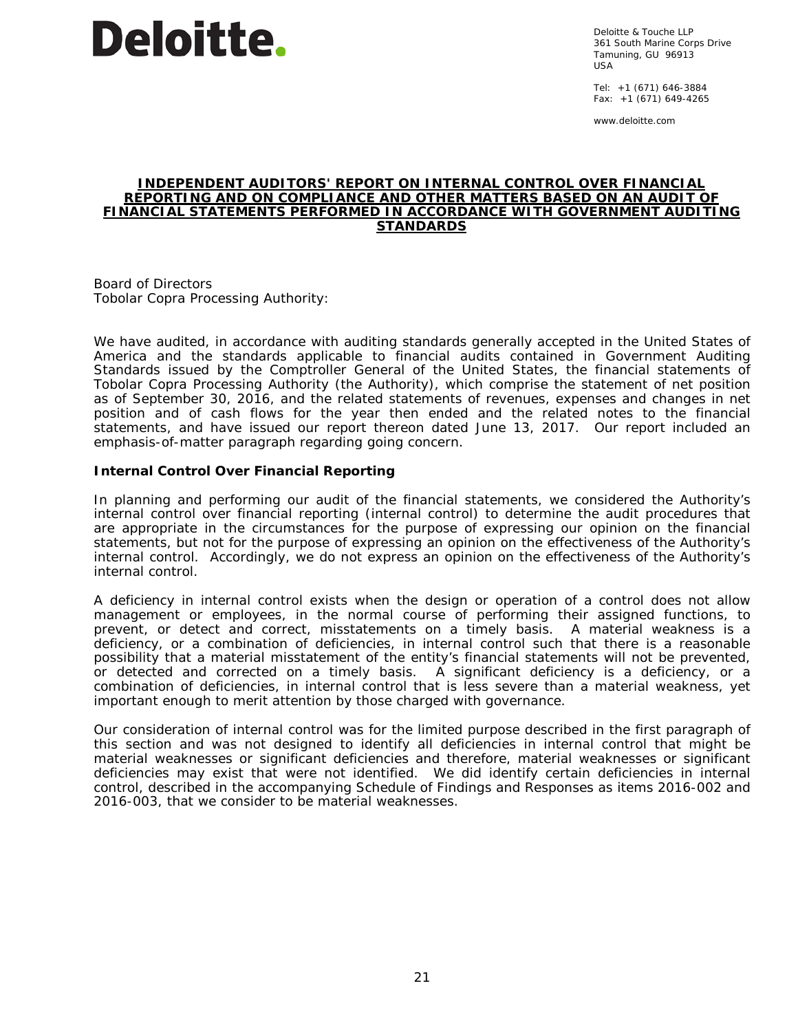Deloitte.

Deloitte & Touche LLP
361 South Marine Corps Drive
Tamuning, GU 96913
USA

Tel: +1 (671) 646-3884
Fax: +1 (671) 649-4265

www.deloitte.com

# INDEPENDENT AUDITORS' REPORT ON INTERNAL CONTROL OVER FINANCIAL REPORTING AND ON COMPLIANCE AND OTHER MATTERS BASED ON AN AUDIT OF FINANCIAL STATEMENTS PERFORMED IN ACCORDANCE WITH GOVERNMENT AUDITING STANDARDS

Board of Directors
Tobolar Copra Processing Authority:

We have audited, in accordance with auditing standards generally accepted in the United States of America and the standards applicable to financial audits contained in Government Auditing Standards issued by the Comptroller General of the United States, the financial statements of Tobolar Copra Processing Authority (the Authority), which comprise the statement of net position as of September 30, 2016, and the related statements of revenues, expenses and changes in net position and of cash flows for the year then ended and the related notes to the financial statements, and have issued our report thereon dated June 13, 2017. Our report included an emphasis-of-matter paragraph regarding going concern.

**Internal Control Over Financial Reporting**

In planning and performing our audit of the financial statements, we considered the Authority's internal control over financial reporting (internal control) to determine the audit procedures that are appropriate in the circumstances for the purpose of expressing our opinion on the financial statements, but not for the purpose of expressing an opinion on the effectiveness of the Authority's internal control. Accordingly, we do not express an opinion on the effectiveness of the Authority's internal control.

A deficiency in internal control exists when the design or operation of a control does not allow management or employees, in the normal course of performing their assigned functions, to prevent, or detect and correct, misstatements on a timely basis. A material weakness is a deficiency, or a combination of deficiencies, in internal control such that there is a reasonable possibility that a material misstatement of the entity's financial statements will not be prevented, or detected and corrected on a timely basis. A significant deficiency is a deficiency, or a combination of deficiencies, in internal control that is less severe than a material weakness, yet important enough to merit attention by those charged with governance.

Our consideration of internal control was for the limited purpose described in the first paragraph of this section and was not designed to identify all deficiencies in internal control that might be material weaknesses or significant deficiencies and therefore, material weaknesses or significant deficiencies may exist that were not identified. We did identify certain deficiencies in internal control, described in the accompanying Schedule of Findings and Responses as items 2016-002 and 2016-003, that we consider to be material weaknesses.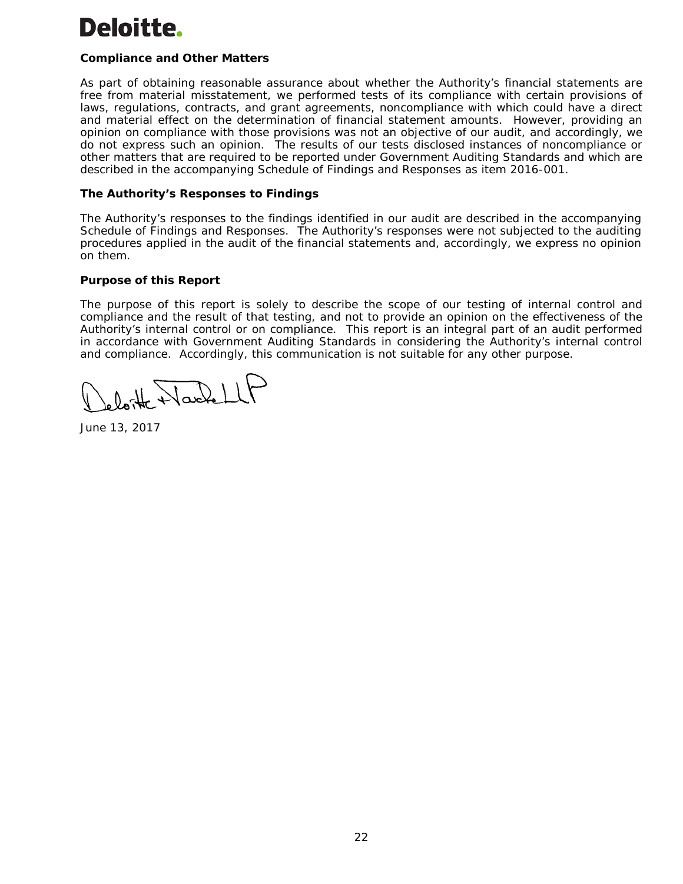**Deloitte.**

### Compliance and Other Matters

As part of obtaining reasonable assurance about whether the Authority's financial statements are free from material misstatement, we performed tests of its compliance with certain provisions of laws, regulations, contracts, and grant agreements, noncompliance with which could have a direct and material effect on the determination of financial statement amounts. However, providing an opinion on compliance with those provisions was not an objective of our audit, and accordingly, we do not express such an opinion. The results of our tests disclosed instances of noncompliance or other matters that are required to be reported under Government Auditing Standards and which are described in the accompanying Schedule of Findings and Responses as item 2016-001.

### The Authority's Responses to Findings

The Authority's responses to the findings identified in our audit are described in the accompanying Schedule of Findings and Responses. The Authority's responses were not subjected to the auditing procedures applied in the audit of the financial statements and, accordingly, we express no opinion on them.

### Purpose of this Report

The purpose of this report is solely to describe the scope of our testing of internal control and compliance and the result of that testing, and not to provide an opinion on the effectiveness of the Authority's internal control or on compliance. This report is an integral part of an audit performed in accordance with Government Auditing Standards in considering the Authority's internal control and compliance. Accordingly, this communication is not suitable for any other purpose.

Deloitte & Touche LLP

June 13, 2017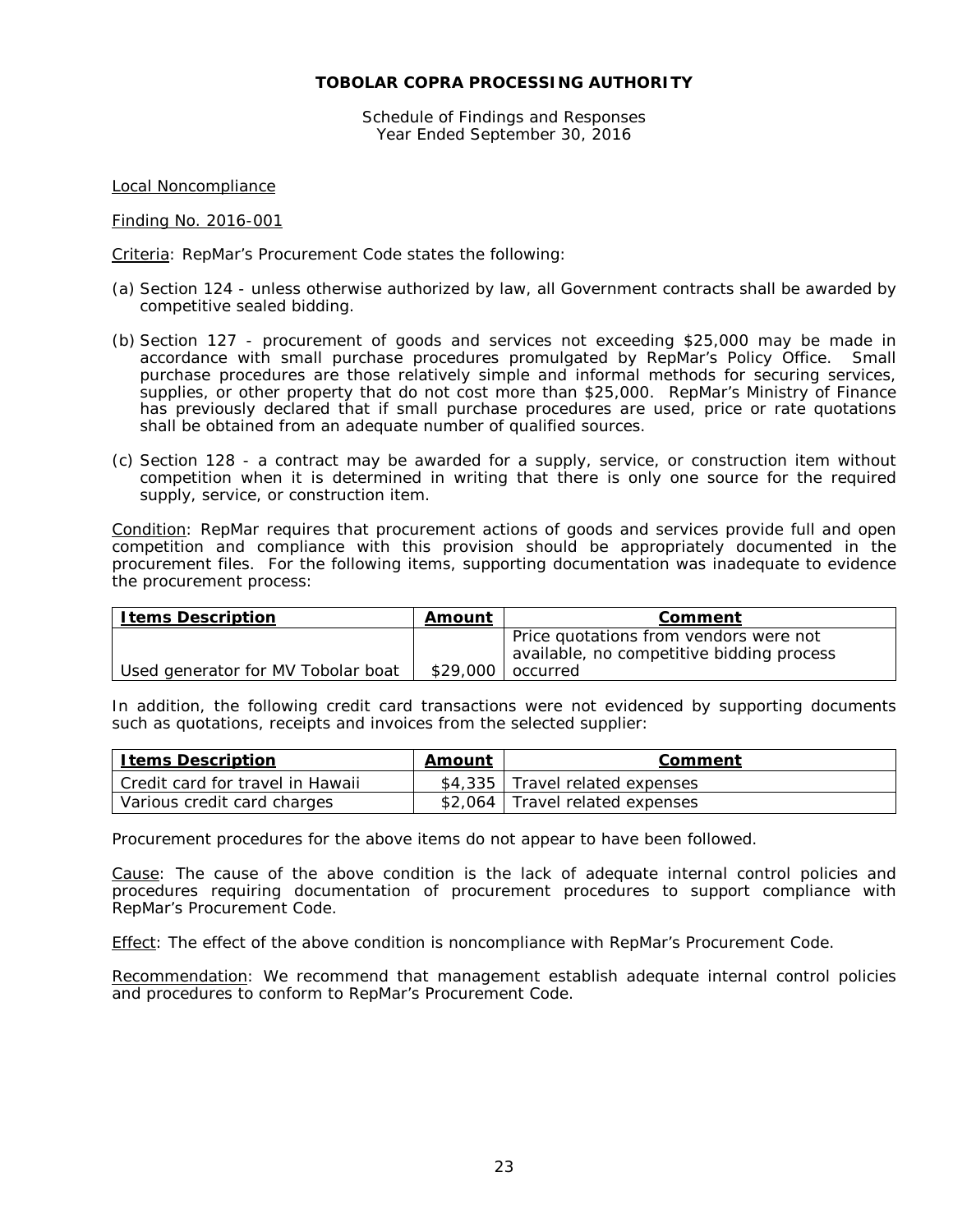# TOBOLAR COPRA PROCESSING AUTHORITY

Schedule of Findings and Responses
Year Ended September 30, 2016

Local Noncompliance

Finding No. 2016-001

Criteria: RepMar's Procurement Code states the following:

(a) Section 124 - unless otherwise authorized by law, all Government contracts shall be awarded by competitive sealed bidding.

(b) Section 127 - procurement of goods and services not exceeding $25,000 may be made in accordance with small purchase procedures promulgated by RepMar's Policy Office. Small purchase procedures are those relatively simple and informal methods for securing services, supplies, or other property that do not cost more than $25,000. RepMar's Ministry of Finance has previously declared that if small purchase procedures are used, price or rate quotations shall be obtained from an adequate number of qualified sources.

(c) Section 128 - a contract may be awarded for a supply, service, or construction item without competition when it is determined in writing that there is only one source for the required supply, service, or construction item.

Condition: RepMar requires that procurement actions of goods and services provide full and open competition and compliance with this provision should be appropriately documented in the procurement files. For the following items, supporting documentation was inadequate to evidence the procurement process:

| Items Description | Amount | Comment |
|---|---|---|
| Used generator for MV Tobolar boat | $29,000 | Price quotations from vendors were not available, no competitive bidding process occurred |

In addition, the following credit card transactions were not evidenced by supporting documents such as quotations, receipts and invoices from the selected supplier:

| Items Description | Amount | Comment |
|---|---|---|
| Credit card for travel in Hawaii | $4,335 | Travel related expenses |
| Various credit card charges | $2,064 | Travel related expenses |

Procurement procedures for the above items do not appear to have been followed.

Cause: The cause of the above condition is the lack of adequate internal control policies and procedures requiring documentation of procurement procedures to support compliance with RepMar's Procurement Code.

Effect: The effect of the above condition is noncompliance with RepMar's Procurement Code.

Recommendation: We recommend that management establish adequate internal control policies and procedures to conform to RepMar's Procurement Code.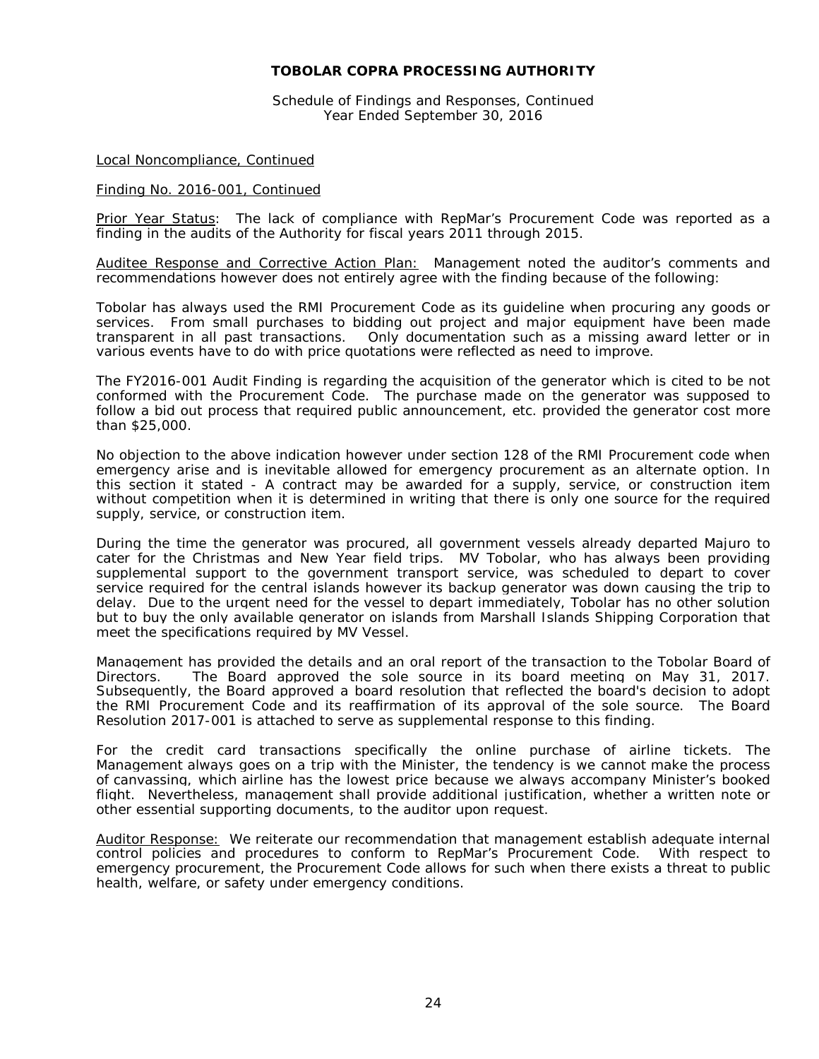**TOBOLAR COPRA PROCESSING AUTHORITY**

Schedule of Findings and Responses, Continued
Year Ended September 30, 2016

Local Noncompliance, Continued

Finding No. 2016-001, Continued

Prior Year Status: The lack of compliance with RepMar's Procurement Code was reported as a finding in the audits of the Authority for fiscal years 2011 through 2015.

Auditee Response and Corrective Action Plan: Management noted the auditor's comments and recommendations however does not entirely agree with the finding because of the following:

Tobolar has always used the RMI Procurement Code as its guideline when procuring any goods or services. From small purchases to bidding out project and major equipment have been made transparent in all past transactions. Only documentation such as a missing award letter or in various events have to do with price quotations were reflected as need to improve.

The FY2016-001 Audit Finding is regarding the acquisition of the generator which is cited to be not conformed with the Procurement Code. The purchase made on the generator was supposed to follow a bid out process that required public announcement, etc. provided the generator cost more than $25,000.

No objection to the above indication however under section 128 of the RMI Procurement code when emergency arise and is inevitable allowed for emergency procurement as an alternate option. In this section it stated - A contract may be awarded for a supply, service, or construction item without competition when it is determined in writing that there is only one source for the required supply, service, or construction item.

During the time the generator was procured, all government vessels already departed Majuro to cater for the Christmas and New Year field trips. MV Tobolar, who has always been providing supplemental support to the government transport service, was scheduled to depart to cover service required for the central islands however its backup generator was down causing the trip to delay. Due to the urgent need for the vessel to depart immediately, Tobolar has no other solution but to buy the only available generator on islands from Marshall Islands Shipping Corporation that meet the specifications required by MV Vessel.

Management has provided the details and an oral report of the transaction to the Tobolar Board of Directors. The Board approved the sole source in its board meeting on May 31, 2017. Subsequently, the Board approved a board resolution that reflected the board's decision to adopt the RMI Procurement Code and its reaffirmation of its approval of the sole source. The Board Resolution 2017-001 is attached to serve as supplemental response to this finding.

For the credit card transactions specifically the online purchase of airline tickets. The Management always goes on a trip with the Minister, the tendency is we cannot make the process of canvassing, which airline has the lowest price because we always accompany Minister's booked flight. Nevertheless, management shall provide additional justification, whether a written note or other essential supporting documents, to the auditor upon request.

Auditor Response: We reiterate our recommendation that management establish adequate internal control policies and procedures to conform to RepMar's Procurement Code. With respect to emergency procurement, the Procurement Code allows for such when there exists a threat to public health, welfare, or safety under emergency conditions.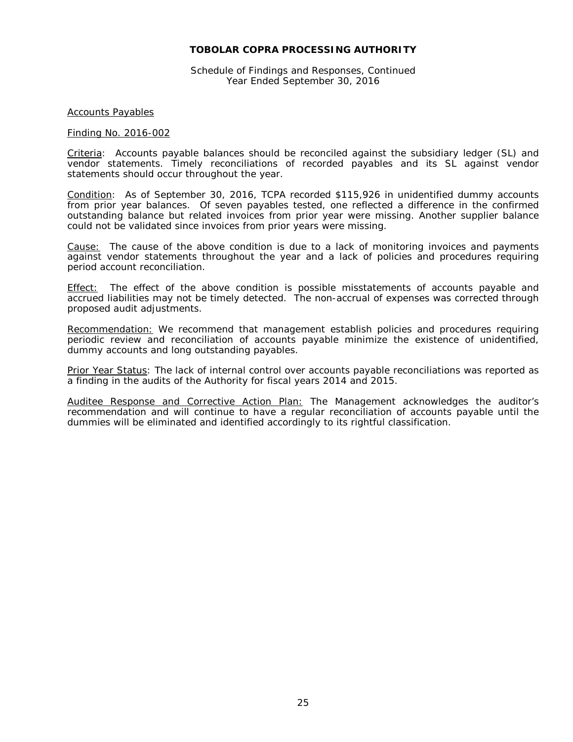**TOBOLAR COPRA PROCESSING AUTHORITY**

Schedule of Findings and Responses, Continued
Year Ended September 30, 2016

Accounts Payables

Finding No. 2016-002

Criteria: Accounts payable balances should be reconciled against the subsidiary ledger (SL) and vendor statements. Timely reconciliations of recorded payables and its SL against vendor statements should occur throughout the year.

Condition: As of September 30, 2016, TCPA recorded $115,926 in unidentified dummy accounts from prior year balances. Of seven payables tested, one reflected a difference in the confirmed outstanding balance but related invoices from prior year were missing. Another supplier balance could not be validated since invoices from prior years were missing.

Cause: The cause of the above condition is due to a lack of monitoring invoices and payments against vendor statements throughout the year and a lack of policies and procedures requiring period account reconciliation.

Effect: The effect of the above condition is possible misstatements of accounts payable and accrued liabilities may not be timely detected. The non-accrual of expenses was corrected through proposed audit adjustments.

Recommendation: We recommend that management establish policies and procedures requiring periodic review and reconciliation of accounts payable minimize the existence of unidentified, dummy accounts and long outstanding payables.

Prior Year Status: The lack of internal control over accounts payable reconciliations was reported as a finding in the audits of the Authority for fiscal years 2014 and 2015.

Auditee Response and Corrective Action Plan: The Management acknowledges the auditor's recommendation and will continue to have a regular reconciliation of accounts payable until the dummies will be eliminated and identified accordingly to its rightful classification.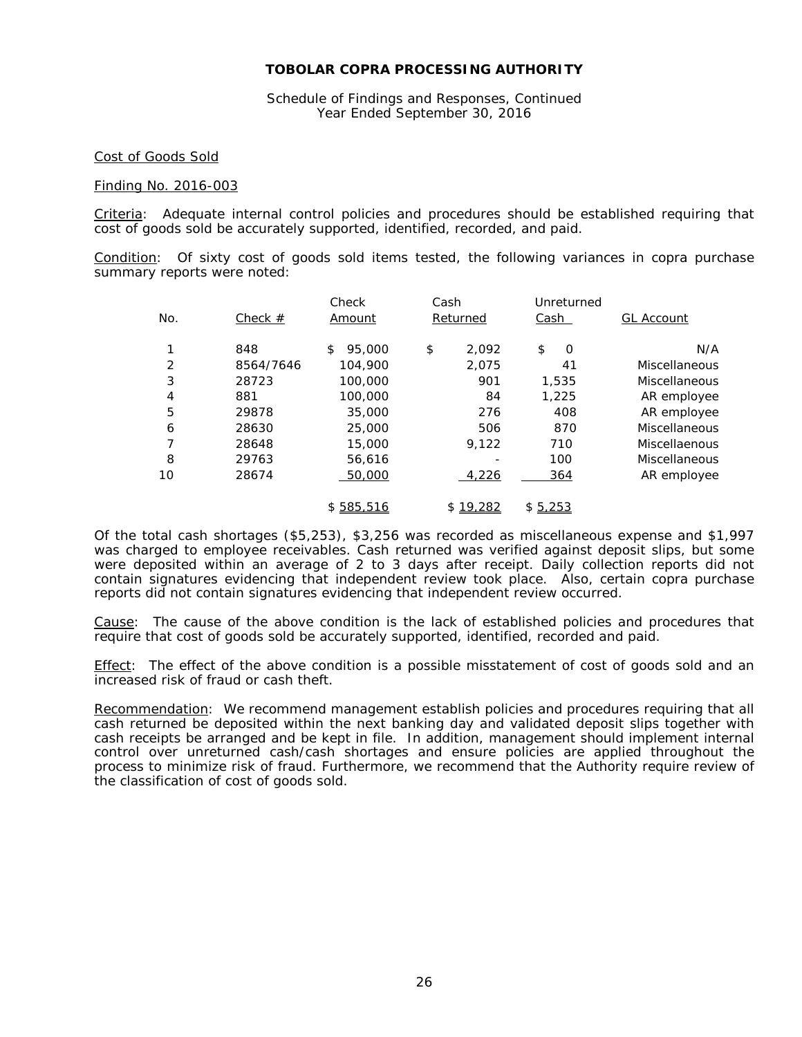**TOBOLAR COPRA PROCESSING AUTHORITY**

Schedule of Findings and Responses, Continued
Year Ended September 30, 2016

Cost of Goods Sold

Finding No. 2016-003

Criteria: Adequate internal control policies and procedures should be established requiring that cost of goods sold be accurately supported, identified, recorded, and paid.

Condition: Of sixty cost of goods sold items tested, the following variances in copra purchase summary reports were noted:

| No. | Check # | Check Amount | Cash Returned | Unreturned Cash | GL Account |
|---|---|---|---|---|---|
| 1 | 848 | $ 95,000 | $ 2,092 | $ 0 | N/A |
| 2 | 8564/7646 | 104,900 | 2,075 | 41 | Miscellaneous |
| 3 | 28723 | 100,000 | 901 | 1,535 | Miscellaneous |
| 4 | 881 | 100,000 | 84 | 1,225 | AR employee |
| 5 | 29878 | 35,000 | 276 | 408 | AR employee |
| 6 | 28630 | 25,000 | 506 | 870 | Miscellaneous |
| 7 | 28648 | 15,000 | 9,122 | 710 | Miscellaenous |
| 8 | 29763 | 56,616 | - | 100 | Miscellaneous |
| 10 | 28674 | 50,000 | 4,226 | 364 | AR employee |
| | | $ 585,516 | $ 19,282 | $ 5,253 | |

Of the total cash shortages ($5,253), $3,256 was recorded as miscellaneous expense and $1,997 was charged to employee receivables. Cash returned was verified against deposit slips, but some were deposited within an average of 2 to 3 days after receipt. Daily collection reports did not contain signatures evidencing that independent review took place. Also, certain copra purchase reports did not contain signatures evidencing that independent review occurred.

Cause: The cause of the above condition is the lack of established policies and procedures that require that cost of goods sold be accurately supported, identified, recorded and paid.

Effect: The effect of the above condition is a possible misstatement of cost of goods sold and an increased risk of fraud or cash theft.

Recommendation: We recommend management establish policies and procedures requiring that all cash returned be deposited within the next banking day and validated deposit slips together with cash receipts be arranged and be kept in file. In addition, management should implement internal control over unreturned cash/cash shortages and ensure policies are applied throughout the process to minimize risk of fraud. Furthermore, we recommend that the Authority require review of the classification of cost of goods sold.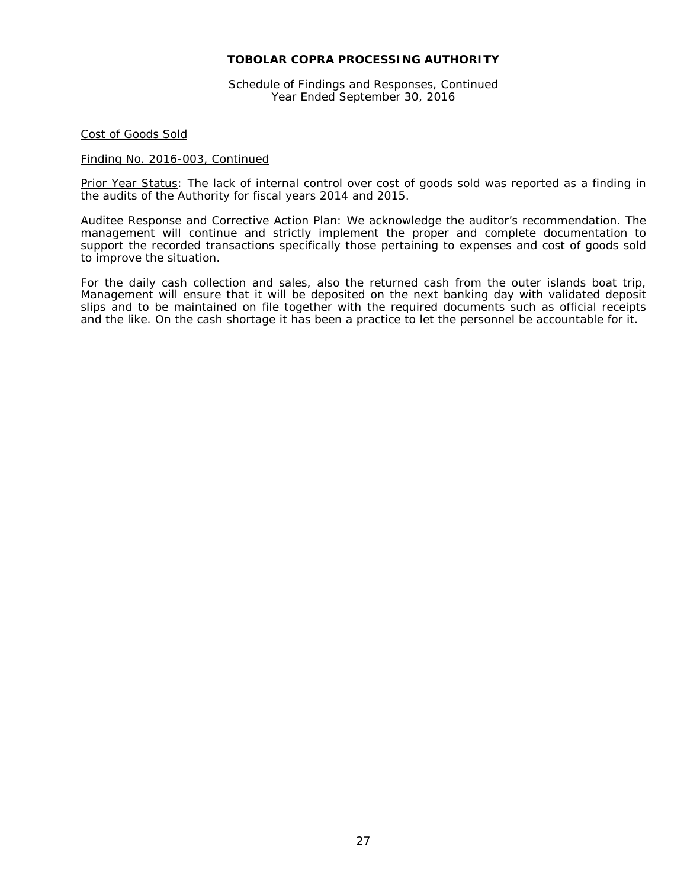**TOBOLAR COPRA PROCESSING AUTHORITY**

Schedule of Findings and Responses, Continued
Year Ended September 30, 2016

Cost of Goods Sold

Finding No. 2016-003, Continued

Prior Year Status: The lack of internal control over cost of goods sold was reported as a finding in the audits of the Authority for fiscal years 2014 and 2015.

Auditee Response and Corrective Action Plan: We acknowledge the auditor's recommendation. The management will continue and strictly implement the proper and complete documentation to support the recorded transactions specifically those pertaining to expenses and cost of goods sold to improve the situation.

For the daily cash collection and sales, also the returned cash from the outer islands boat trip, Management will ensure that it will be deposited on the next banking day with validated deposit slips and to be maintained on file together with the required documents such as official receipts and the like. On the cash shortage it has been a practice to let the personnel be accountable for it.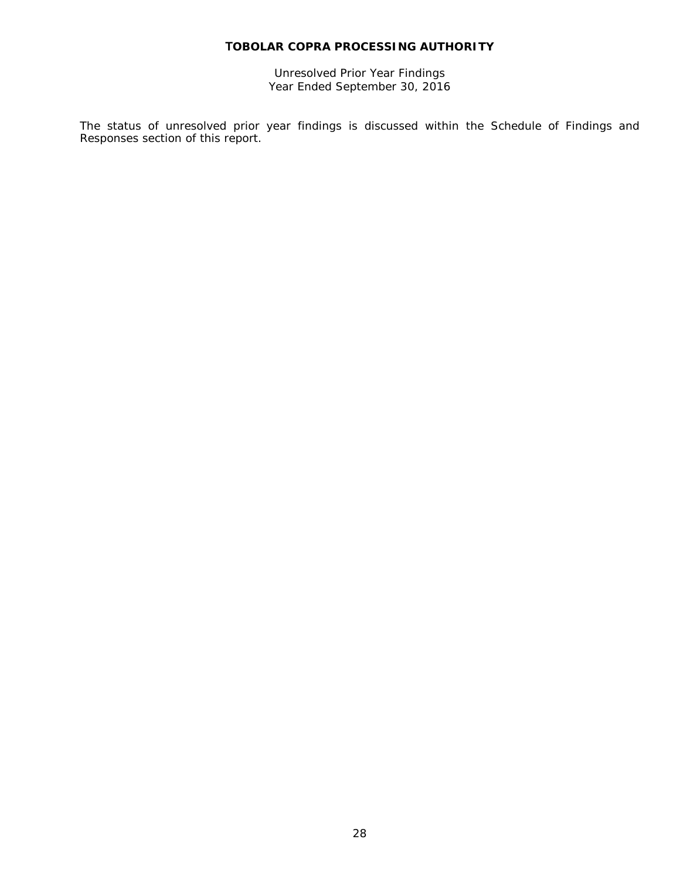# TOBOLAR COPRA PROCESSING AUTHORITY

Unresolved Prior Year Findings
Year Ended September 30, 2016

The status of unresolved prior year findings is discussed within the Schedule of Findings and Responses section of this report.